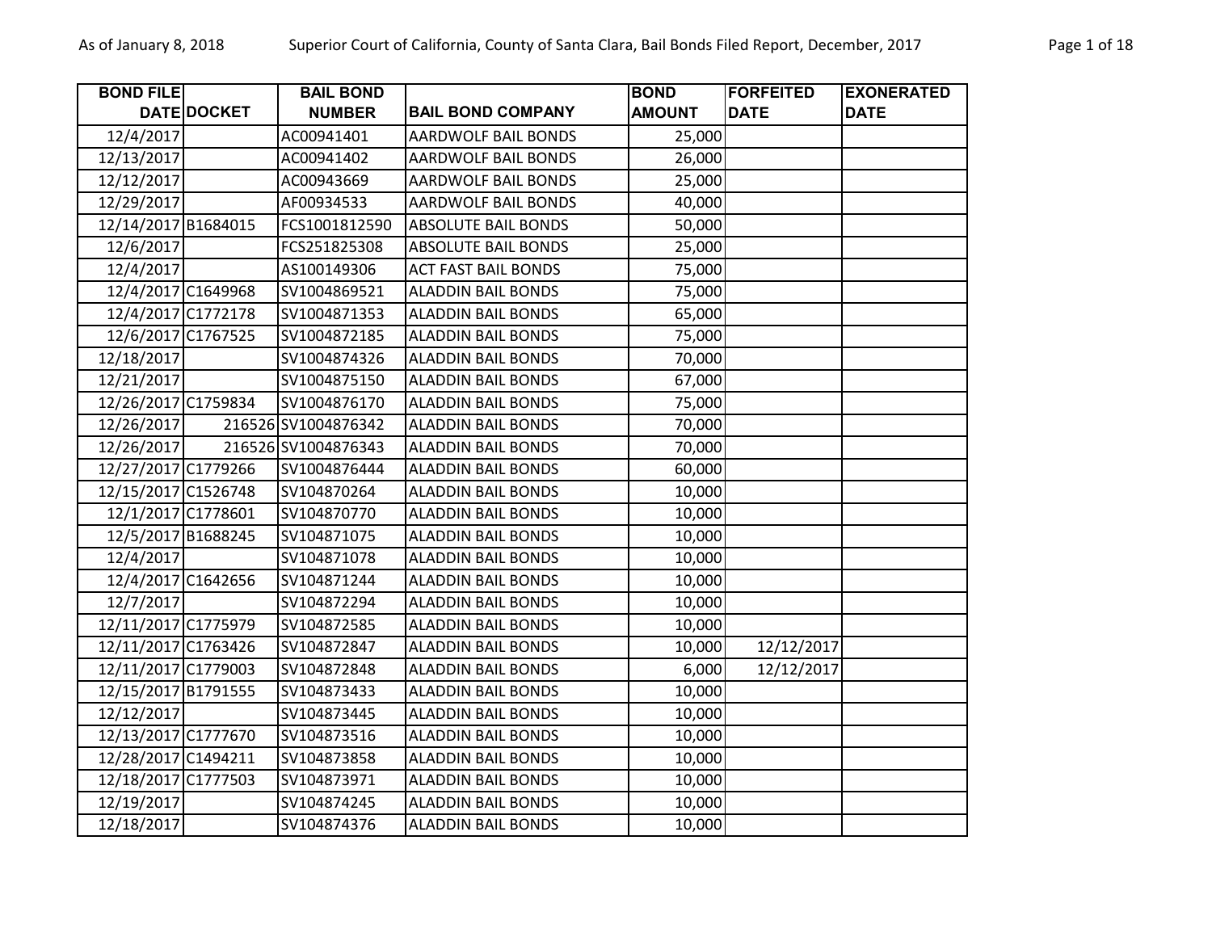| BOND FILE DATE | DOCKET | BAIL BOND NUMBER | BAIL BOND COMPANY | BOND AMOUNT | FORFEITED DATE | EXONERATED DATE |
|---|---|---|---|---|---|---|
| 12/4/2017 | | AC00941401 | AARDWOLF BAIL BONDS | 25,000 | | |
| 12/13/2017 | | AC00941402 | AARDWOLF BAIL BONDS | 26,000 | | |
| 12/12/2017 | | AC00943669 | AARDWOLF BAIL BONDS | 25,000 | | |
| 12/29/2017 | | AF00934533 | AARDWOLF BAIL BONDS | 40,000 | | |
| 12/14/2017 | B1684015 | FCS1001812590 | ABSOLUTE BAIL BONDS | 50,000 | | |
| 12/6/2017 | | FCS251825308 | ABSOLUTE BAIL BONDS | 25,000 | | |
| 12/4/2017 | | AS100149306 | ACT FAST BAIL BONDS | 75,000 | | |
| 12/4/2017 | C1649968 | SV1004869521 | ALADDIN BAIL BONDS | 75,000 | | |
| 12/4/2017 | C1772178 | SV1004871353 | ALADDIN BAIL BONDS | 65,000 | | |
| 12/6/2017 | C1767525 | SV1004872185 | ALADDIN BAIL BONDS | 75,000 | | |
| 12/18/2017 | | SV1004874326 | ALADDIN BAIL BONDS | 70,000 | | |
| 12/21/2017 | | SV1004875150 | ALADDIN BAIL BONDS | 67,000 | | |
| 12/26/2017 | C1759834 | SV1004876170 | ALADDIN BAIL BONDS | 75,000 | | |
| 12/26/2017 | 216526 | SV1004876342 | ALADDIN BAIL BONDS | 70,000 | | |
| 12/26/2017 | 216526 | SV1004876343 | ALADDIN BAIL BONDS | 70,000 | | |
| 12/27/2017 | C1779266 | SV1004876444 | ALADDIN BAIL BONDS | 60,000 | | |
| 12/15/2017 | C1526748 | SV104870264 | ALADDIN BAIL BONDS | 10,000 | | |
| 12/1/2017 | C1778601 | SV104870770 | ALADDIN BAIL BONDS | 10,000 | | |
| 12/5/2017 | B1688245 | SV104871075 | ALADDIN BAIL BONDS | 10,000 | | |
| 12/4/2017 | | SV104871078 | ALADDIN BAIL BONDS | 10,000 | | |
| 12/4/2017 | C1642656 | SV104871244 | ALADDIN BAIL BONDS | 10,000 | | |
| 12/7/2017 | | SV104872294 | ALADDIN BAIL BONDS | 10,000 | | |
| 12/11/2017 | C1775979 | SV104872585 | ALADDIN BAIL BONDS | 10,000 | | |
| 12/11/2017 | C1763426 | SV104872847 | ALADDIN BAIL BONDS | 10,000 | 12/12/2017 | |
| 12/11/2017 | C1779003 | SV104872848 | ALADDIN BAIL BONDS | 6,000 | 12/12/2017 | |
| 12/15/2017 | B1791555 | SV104873433 | ALADDIN BAIL BONDS | 10,000 | | |
| 12/12/2017 | | SV104873445 | ALADDIN BAIL BONDS | 10,000 | | |
| 12/13/2017 | C1777670 | SV104873516 | ALADDIN BAIL BONDS | 10,000 | | |
| 12/28/2017 | C1494211 | SV104873858 | ALADDIN BAIL BONDS | 10,000 | | |
| 12/18/2017 | C1777503 | SV104873971 | ALADDIN BAIL BONDS | 10,000 | | |
| 12/19/2017 | | SV104874245 | ALADDIN BAIL BONDS | 10,000 | | |
| 12/18/2017 | | SV104874376 | ALADDIN BAIL BONDS | 10,000 | | |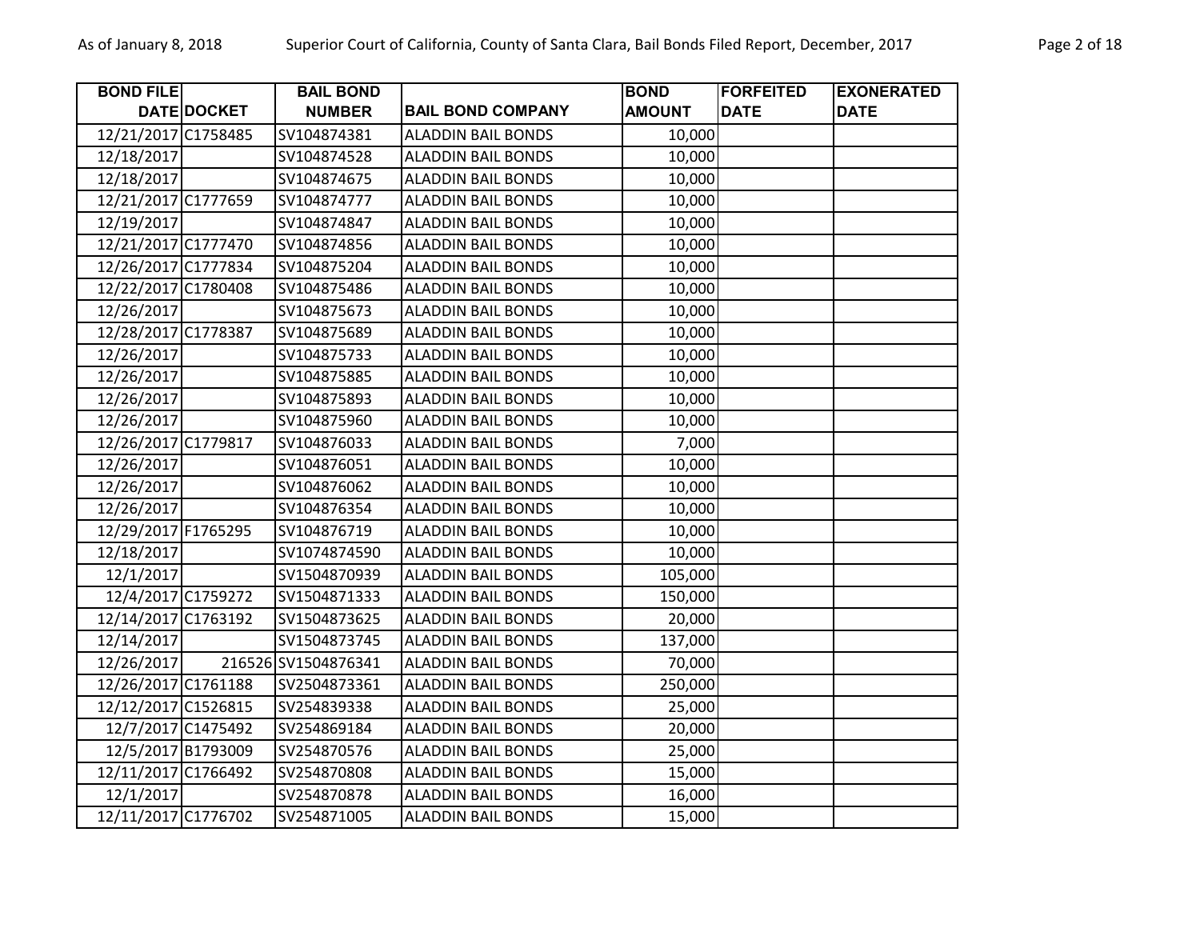| BOND FILE DATE | DOCKET | BAIL BOND NUMBER | BAIL BOND COMPANY | BOND AMOUNT | FORFEITED DATE | EXONERATED DATE |
|---|---|---|---|---|---|---|
| 12/21/2017 | C1758485 | SV104874381 | ALADDIN BAIL BONDS | 10,000 | | |
| 12/18/2017 | | SV104874528 | ALADDIN BAIL BONDS | 10,000 | | |
| 12/18/2017 | | SV104874675 | ALADDIN BAIL BONDS | 10,000 | | |
| 12/21/2017 | C1777659 | SV104874777 | ALADDIN BAIL BONDS | 10,000 | | |
| 12/19/2017 | | SV104874847 | ALADDIN BAIL BONDS | 10,000 | | |
| 12/21/2017 | C1777470 | SV104874856 | ALADDIN BAIL BONDS | 10,000 | | |
| 12/26/2017 | C1777834 | SV104875204 | ALADDIN BAIL BONDS | 10,000 | | |
| 12/22/2017 | C1780408 | SV104875486 | ALADDIN BAIL BONDS | 10,000 | | |
| 12/26/2017 | | SV104875673 | ALADDIN BAIL BONDS | 10,000 | | |
| 12/28/2017 | C1778387 | SV104875689 | ALADDIN BAIL BONDS | 10,000 | | |
| 12/26/2017 | | SV104875733 | ALADDIN BAIL BONDS | 10,000 | | |
| 12/26/2017 | | SV104875885 | ALADDIN BAIL BONDS | 10,000 | | |
| 12/26/2017 | | SV104875893 | ALADDIN BAIL BONDS | 10,000 | | |
| 12/26/2017 | | SV104875960 | ALADDIN BAIL BONDS | 10,000 | | |
| 12/26/2017 | C1779817 | SV104876033 | ALADDIN BAIL BONDS | 7,000 | | |
| 12/26/2017 | | SV104876051 | ALADDIN BAIL BONDS | 10,000 | | |
| 12/26/2017 | | SV104876062 | ALADDIN BAIL BONDS | 10,000 | | |
| 12/26/2017 | | SV104876354 | ALADDIN BAIL BONDS | 10,000 | | |
| 12/29/2017 | F1765295 | SV104876719 | ALADDIN BAIL BONDS | 10,000 | | |
| 12/18/2017 | | SV1074874590 | ALADDIN BAIL BONDS | 10,000 | | |
| 12/1/2017 | | SV1504870939 | ALADDIN BAIL BONDS | 105,000 | | |
| 12/4/2017 | C1759272 | SV1504871333 | ALADDIN BAIL BONDS | 150,000 | | |
| 12/14/2017 | C1763192 | SV1504873625 | ALADDIN BAIL BONDS | 20,000 | | |
| 12/14/2017 | | SV1504873745 | ALADDIN BAIL BONDS | 137,000 | | |
| 12/26/2017 | 216526 | SV1504876341 | ALADDIN BAIL BONDS | 70,000 | | |
| 12/26/2017 | C1761188 | SV2504873361 | ALADDIN BAIL BONDS | 250,000 | | |
| 12/12/2017 | C1526815 | SV254839338 | ALADDIN BAIL BONDS | 25,000 | | |
| 12/7/2017 | C1475492 | SV254869184 | ALADDIN BAIL BONDS | 20,000 | | |
| 12/5/2017 | B1793009 | SV254870576 | ALADDIN BAIL BONDS | 25,000 | | |
| 12/11/2017 | C1766492 | SV254870808 | ALADDIN BAIL BONDS | 15,000 | | |
| 12/1/2017 | | SV254870878 | ALADDIN BAIL BONDS | 16,000 | | |
| 12/11/2017 | C1776702 | SV254871005 | ALADDIN BAIL BONDS | 15,000 | | |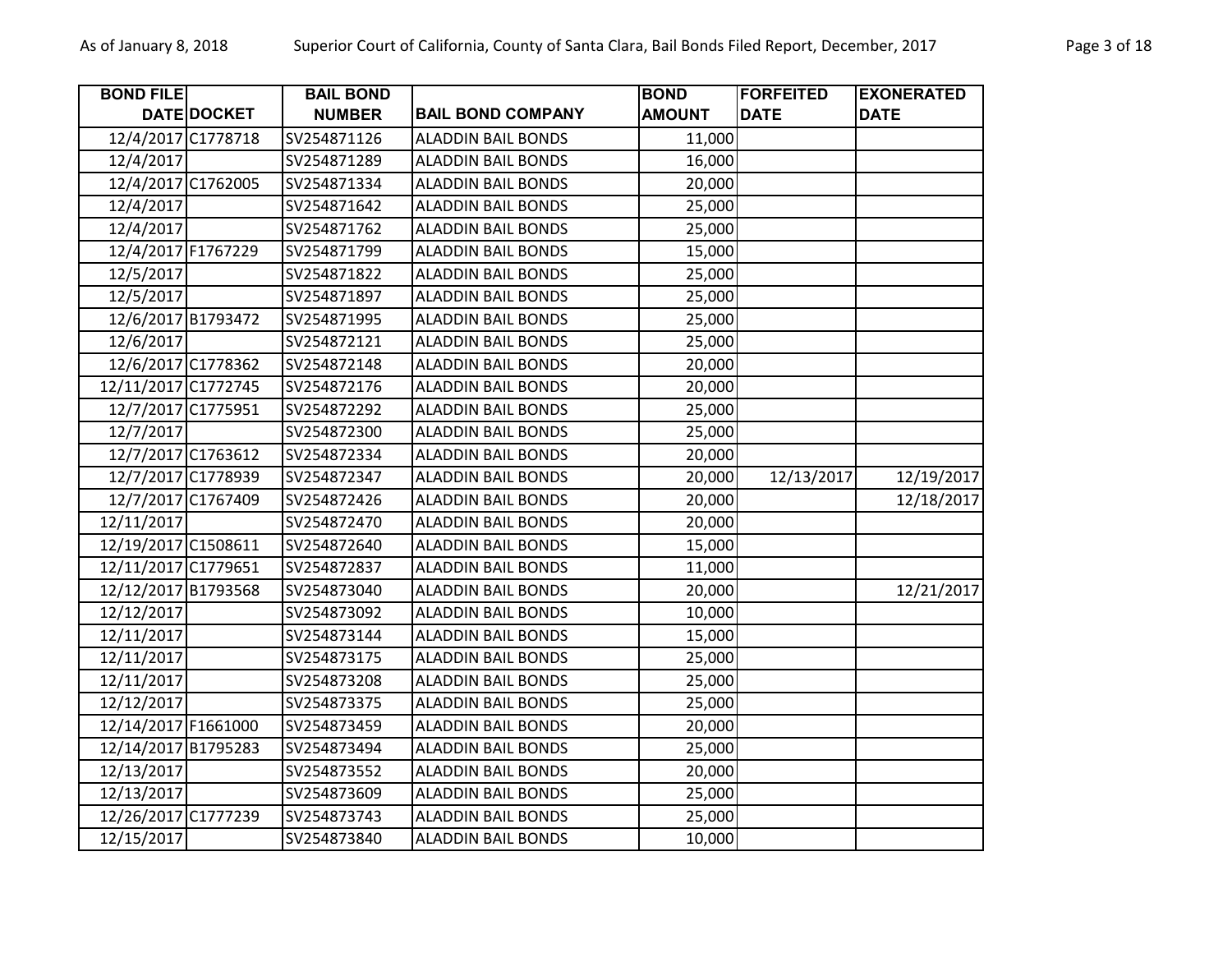| BOND FILE DATE | DOCKET | BAIL BOND NUMBER | BAIL BOND COMPANY | BOND AMOUNT | FORFEITED DATE | EXONERATED DATE |
|---|---|---|---|---|---|---|
| 12/4/2017 | C1778718 | SV254871126 | ALADDIN BAIL BONDS | 11,000 | | |
| 12/4/2017 | | SV254871289 | ALADDIN BAIL BONDS | 16,000 | | |
| 12/4/2017 | C1762005 | SV254871334 | ALADDIN BAIL BONDS | 20,000 | | |
| 12/4/2017 | | SV254871642 | ALADDIN BAIL BONDS | 25,000 | | |
| 12/4/2017 | | SV254871762 | ALADDIN BAIL BONDS | 25,000 | | |
| 12/4/2017 | F1767229 | SV254871799 | ALADDIN BAIL BONDS | 15,000 | | |
| 12/5/2017 | | SV254871822 | ALADDIN BAIL BONDS | 25,000 | | |
| 12/5/2017 | | SV254871897 | ALADDIN BAIL BONDS | 25,000 | | |
| 12/6/2017 | B1793472 | SV254871995 | ALADDIN BAIL BONDS | 25,000 | | |
| 12/6/2017 | | SV254872121 | ALADDIN BAIL BONDS | 25,000 | | |
| 12/6/2017 | C1778362 | SV254872148 | ALADDIN BAIL BONDS | 20,000 | | |
| 12/11/2017 | C1772745 | SV254872176 | ALADDIN BAIL BONDS | 20,000 | | |
| 12/7/2017 | C1775951 | SV254872292 | ALADDIN BAIL BONDS | 25,000 | | |
| 12/7/2017 | | SV254872300 | ALADDIN BAIL BONDS | 25,000 | | |
| 12/7/2017 | C1763612 | SV254872334 | ALADDIN BAIL BONDS | 20,000 | | |
| 12/7/2017 | C1778939 | SV254872347 | ALADDIN BAIL BONDS | 20,000 | 12/13/2017 | 12/19/2017 |
| 12/7/2017 | C1767409 | SV254872426 | ALADDIN BAIL BONDS | 20,000 | | 12/18/2017 |
| 12/11/2017 | | SV254872470 | ALADDIN BAIL BONDS | 20,000 | | |
| 12/19/2017 | C1508611 | SV254872640 | ALADDIN BAIL BONDS | 15,000 | | |
| 12/11/2017 | C1779651 | SV254872837 | ALADDIN BAIL BONDS | 11,000 | | |
| 12/12/2017 | B1793568 | SV254873040 | ALADDIN BAIL BONDS | 20,000 | | 12/21/2017 |
| 12/12/2017 | | SV254873092 | ALADDIN BAIL BONDS | 10,000 | | |
| 12/11/2017 | | SV254873144 | ALADDIN BAIL BONDS | 15,000 | | |
| 12/11/2017 | | SV254873175 | ALADDIN BAIL BONDS | 25,000 | | |
| 12/11/2017 | | SV254873208 | ALADDIN BAIL BONDS | 25,000 | | |
| 12/12/2017 | | SV254873375 | ALADDIN BAIL BONDS | 25,000 | | |
| 12/14/2017 | F1661000 | SV254873459 | ALADDIN BAIL BONDS | 20,000 | | |
| 12/14/2017 | B1795283 | SV254873494 | ALADDIN BAIL BONDS | 25,000 | | |
| 12/13/2017 | | SV254873552 | ALADDIN BAIL BONDS | 20,000 | | |
| 12/13/2017 | | SV254873609 | ALADDIN BAIL BONDS | 25,000 | | |
| 12/26/2017 | C1777239 | SV254873743 | ALADDIN BAIL BONDS | 25,000 | | |
| 12/15/2017 | | SV254873840 | ALADDIN BAIL BONDS | 10,000 | | |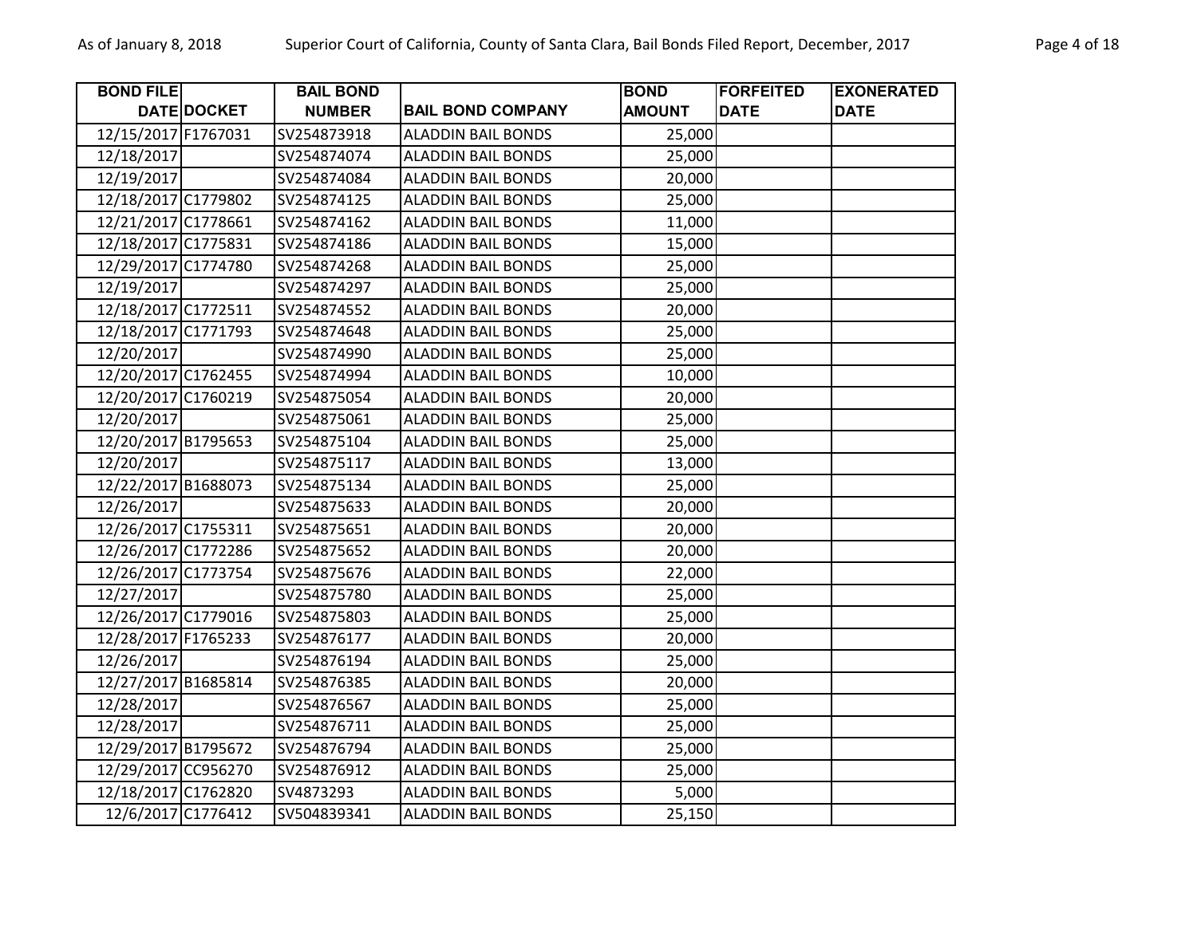| BOND FILE DATE | DOCKET | BAIL BOND NUMBER | BAIL BOND COMPANY | BOND AMOUNT | FORFEITED DATE | EXONERATED DATE |
|---|---|---|---|---|---|---|
| 12/15/2017 | F1767031 | SV254873918 | ALADDIN BAIL BONDS | 25,000 | | |
| 12/18/2017 | | SV254874074 | ALADDIN BAIL BONDS | 25,000 | | |
| 12/19/2017 | | SV254874084 | ALADDIN BAIL BONDS | 20,000 | | |
| 12/18/2017 | C1779802 | SV254874125 | ALADDIN BAIL BONDS | 25,000 | | |
| 12/21/2017 | C1778661 | SV254874162 | ALADDIN BAIL BONDS | 11,000 | | |
| 12/18/2017 | C1775831 | SV254874186 | ALADDIN BAIL BONDS | 15,000 | | |
| 12/29/2017 | C1774780 | SV254874268 | ALADDIN BAIL BONDS | 25,000 | | |
| 12/19/2017 | | SV254874297 | ALADDIN BAIL BONDS | 25,000 | | |
| 12/18/2017 | C1772511 | SV254874552 | ALADDIN BAIL BONDS | 20,000 | | |
| 12/18/2017 | C1771793 | SV254874648 | ALADDIN BAIL BONDS | 25,000 | | |
| 12/20/2017 | | SV254874990 | ALADDIN BAIL BONDS | 25,000 | | |
| 12/20/2017 | C1762455 | SV254874994 | ALADDIN BAIL BONDS | 10,000 | | |
| 12/20/2017 | C1760219 | SV254875054 | ALADDIN BAIL BONDS | 20,000 | | |
| 12/20/2017 | | SV254875061 | ALADDIN BAIL BONDS | 25,000 | | |
| 12/20/2017 | B1795653 | SV254875104 | ALADDIN BAIL BONDS | 25,000 | | |
| 12/20/2017 | | SV254875117 | ALADDIN BAIL BONDS | 13,000 | | |
| 12/22/2017 | B1688073 | SV254875134 | ALADDIN BAIL BONDS | 25,000 | | |
| 12/26/2017 | | SV254875633 | ALADDIN BAIL BONDS | 20,000 | | |
| 12/26/2017 | C1755311 | SV254875651 | ALADDIN BAIL BONDS | 20,000 | | |
| 12/26/2017 | C1772286 | SV254875652 | ALADDIN BAIL BONDS | 20,000 | | |
| 12/26/2017 | C1773754 | SV254875676 | ALADDIN BAIL BONDS | 22,000 | | |
| 12/27/2017 | | SV254875780 | ALADDIN BAIL BONDS | 25,000 | | |
| 12/26/2017 | C1779016 | SV254875803 | ALADDIN BAIL BONDS | 25,000 | | |
| 12/28/2017 | F1765233 | SV254876177 | ALADDIN BAIL BONDS | 20,000 | | |
| 12/26/2017 | | SV254876194 | ALADDIN BAIL BONDS | 25,000 | | |
| 12/27/2017 | B1685814 | SV254876385 | ALADDIN BAIL BONDS | 20,000 | | |
| 12/28/2017 | | SV254876567 | ALADDIN BAIL BONDS | 25,000 | | |
| 12/28/2017 | | SV254876711 | ALADDIN BAIL BONDS | 25,000 | | |
| 12/29/2017 | B1795672 | SV254876794 | ALADDIN BAIL BONDS | 25,000 | | |
| 12/29/2017 | CC956270 | SV254876912 | ALADDIN BAIL BONDS | 25,000 | | |
| 12/18/2017 | C1762820 | SV4873293 | ALADDIN BAIL BONDS | 5,000 | | |
| 12/6/2017 | C1776412 | SV504839341 | ALADDIN BAIL BONDS | 25,150 | | |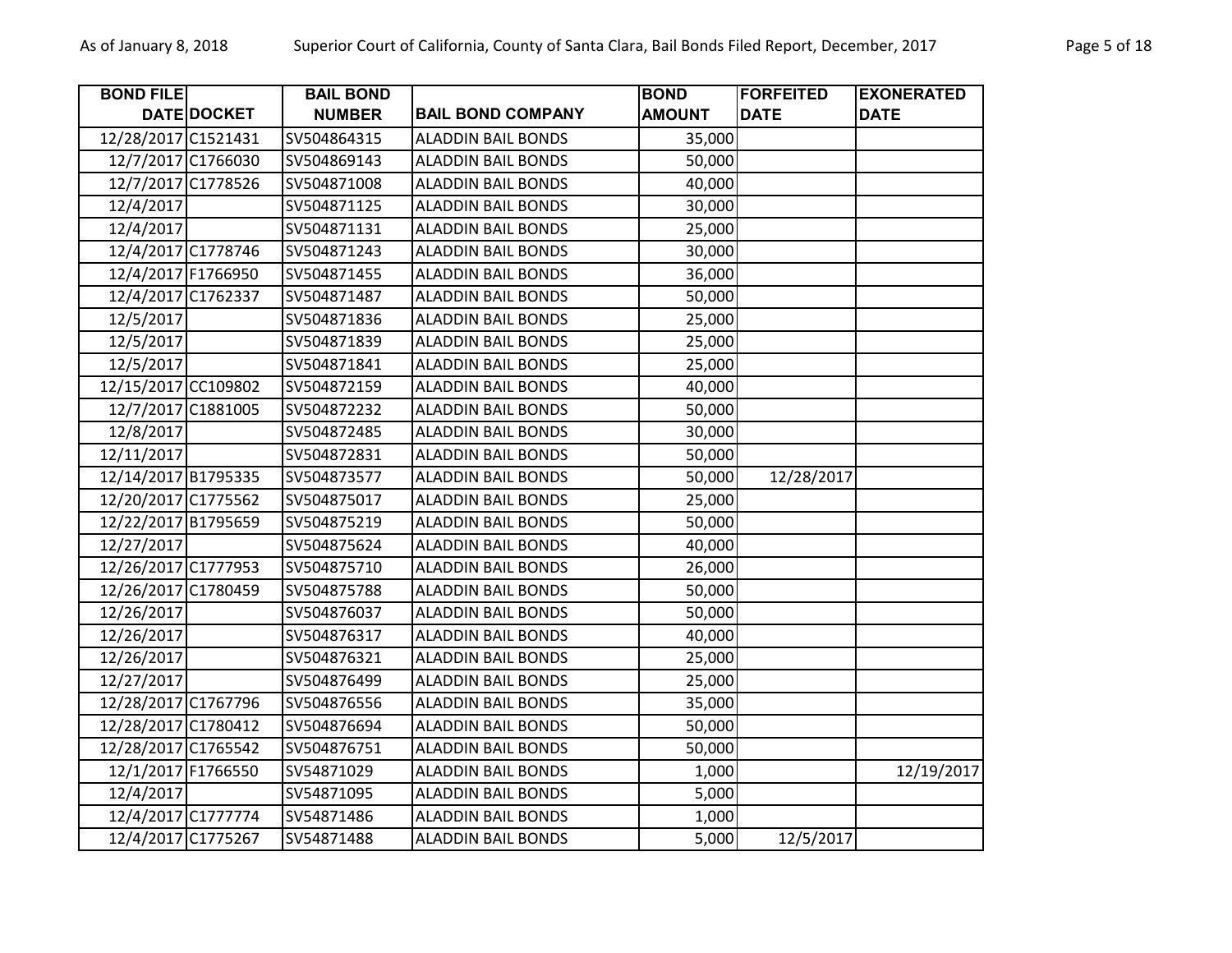| BOND FILE DATE | DOCKET | BAIL BOND NUMBER | BAIL BOND COMPANY | BOND AMOUNT | FORFEITED DATE | EXONERATED DATE |
|---|---|---|---|---|---|---|
| 12/28/2017 | C1521431 | SV504864315 | ALADDIN BAIL BONDS | 35,000 | | |
| 12/7/2017 | C1766030 | SV504869143 | ALADDIN BAIL BONDS | 50,000 | | |
| 12/7/2017 | C1778526 | SV504871008 | ALADDIN BAIL BONDS | 40,000 | | |
| 12/4/2017 | | SV504871125 | ALADDIN BAIL BONDS | 30,000 | | |
| 12/4/2017 | | SV504871131 | ALADDIN BAIL BONDS | 25,000 | | |
| 12/4/2017 | C1778746 | SV504871243 | ALADDIN BAIL BONDS | 30,000 | | |
| 12/4/2017 | F1766950 | SV504871455 | ALADDIN BAIL BONDS | 36,000 | | |
| 12/4/2017 | C1762337 | SV504871487 | ALADDIN BAIL BONDS | 50,000 | | |
| 12/5/2017 | | SV504871836 | ALADDIN BAIL BONDS | 25,000 | | |
| 12/5/2017 | | SV504871839 | ALADDIN BAIL BONDS | 25,000 | | |
| 12/5/2017 | | SV504871841 | ALADDIN BAIL BONDS | 25,000 | | |
| 12/15/2017 | CC109802 | SV504872159 | ALADDIN BAIL BONDS | 40,000 | | |
| 12/7/2017 | C1881005 | SV504872232 | ALADDIN BAIL BONDS | 50,000 | | |
| 12/8/2017 | | SV504872485 | ALADDIN BAIL BONDS | 30,000 | | |
| 12/11/2017 | | SV504872831 | ALADDIN BAIL BONDS | 50,000 | | |
| 12/14/2017 | B1795335 | SV504873577 | ALADDIN BAIL BONDS | 50,000 | 12/28/2017 | |
| 12/20/2017 | C1775562 | SV504875017 | ALADDIN BAIL BONDS | 25,000 | | |
| 12/22/2017 | B1795659 | SV504875219 | ALADDIN BAIL BONDS | 50,000 | | |
| 12/27/2017 | | SV504875624 | ALADDIN BAIL BONDS | 40,000 | | |
| 12/26/2017 | C1777953 | SV504875710 | ALADDIN BAIL BONDS | 26,000 | | |
| 12/26/2017 | C1780459 | SV504875788 | ALADDIN BAIL BONDS | 50,000 | | |
| 12/26/2017 | | SV504876037 | ALADDIN BAIL BONDS | 50,000 | | |
| 12/26/2017 | | SV504876317 | ALADDIN BAIL BONDS | 40,000 | | |
| 12/26/2017 | | SV504876321 | ALADDIN BAIL BONDS | 25,000 | | |
| 12/27/2017 | | SV504876499 | ALADDIN BAIL BONDS | 25,000 | | |
| 12/28/2017 | C1767796 | SV504876556 | ALADDIN BAIL BONDS | 35,000 | | |
| 12/28/2017 | C1780412 | SV504876694 | ALADDIN BAIL BONDS | 50,000 | | |
| 12/28/2017 | C1765542 | SV504876751 | ALADDIN BAIL BONDS | 50,000 | | |
| 12/1/2017 | F1766550 | SV54871029 | ALADDIN BAIL BONDS | 1,000 | | 12/19/2017 |
| 12/4/2017 | | SV54871095 | ALADDIN BAIL BONDS | 5,000 | | |
| 12/4/2017 | C1777774 | SV54871486 | ALADDIN BAIL BONDS | 1,000 | | |
| 12/4/2017 | C1775267 | SV54871488 | ALADDIN BAIL BONDS | 5,000 | 12/5/2017 | |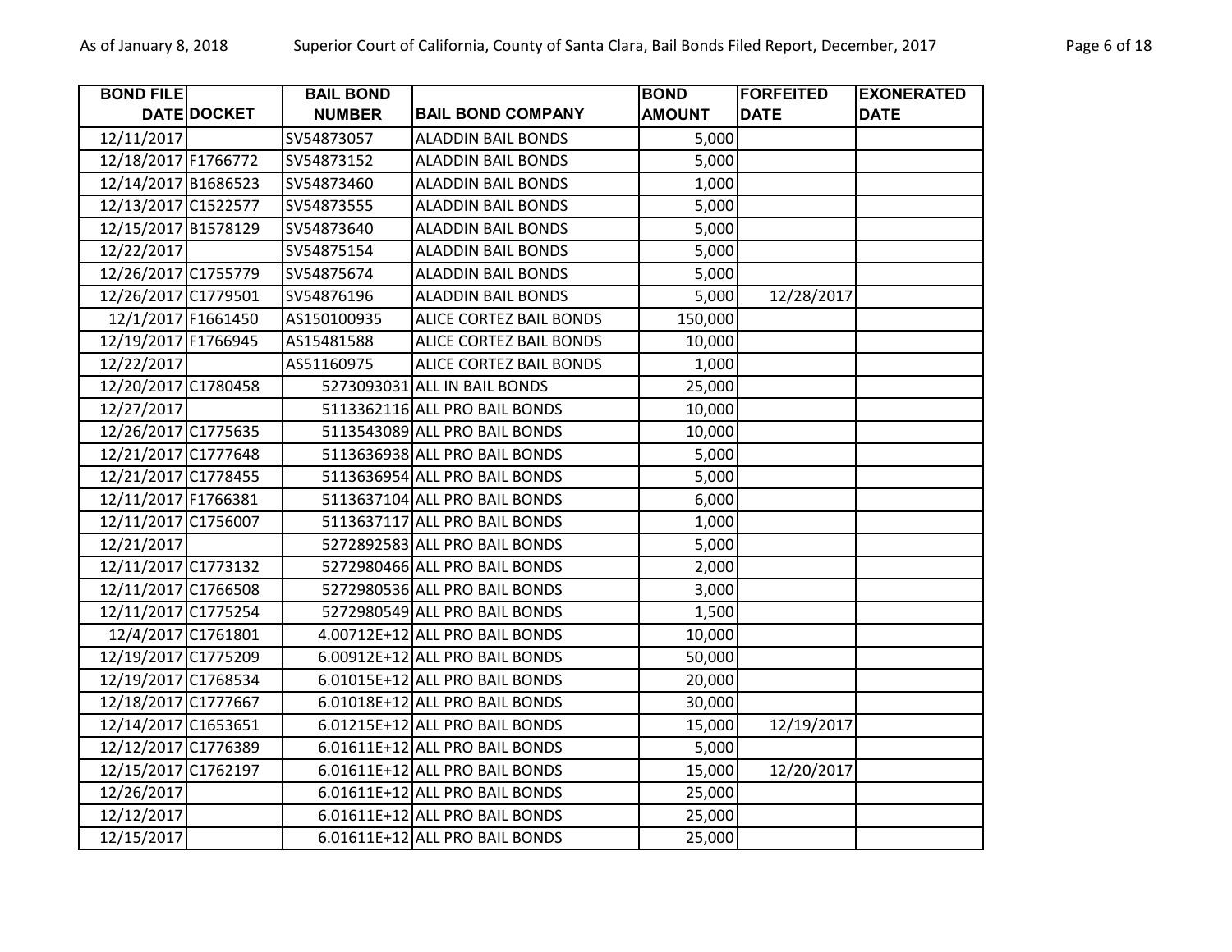| BOND FILE DATE | DOCKET | BAIL BOND NUMBER | BAIL BOND COMPANY | BOND AMOUNT | FORFEITED DATE | EXONERATED DATE |
|---|---|---|---|---|---|---|
| 12/11/2017 | | SV54873057 | ALADDIN BAIL BONDS | 5,000 | | |
| 12/18/2017 | F1766772 | SV54873152 | ALADDIN BAIL BONDS | 5,000 | | |
| 12/14/2017 | B1686523 | SV54873460 | ALADDIN BAIL BONDS | 1,000 | | |
| 12/13/2017 | C1522577 | SV54873555 | ALADDIN BAIL BONDS | 5,000 | | |
| 12/15/2017 | B1578129 | SV54873640 | ALADDIN BAIL BONDS | 5,000 | | |
| 12/22/2017 | | SV54875154 | ALADDIN BAIL BONDS | 5,000 | | |
| 12/26/2017 | C1755779 | SV54875674 | ALADDIN BAIL BONDS | 5,000 | | |
| 12/26/2017 | C1779501 | SV54876196 | ALADDIN BAIL BONDS | 5,000 | 12/28/2017 | |
| 12/1/2017 | F1661450 | AS150100935 | ALICE CORTEZ BAIL BONDS | 150,000 | | |
| 12/19/2017 | F1766945 | AS15481588 | ALICE CORTEZ BAIL BONDS | 10,000 | | |
| 12/22/2017 | | AS51160975 | ALICE CORTEZ BAIL BONDS | 1,000 | | |
| 12/20/2017 | C1780458 | 5273093031 | ALL IN BAIL BONDS | 25,000 | | |
| 12/27/2017 | | 5113362116 | ALL PRO BAIL BONDS | 10,000 | | |
| 12/26/2017 | C1775635 | 5113543089 | ALL PRO BAIL BONDS | 10,000 | | |
| 12/21/2017 | C1777648 | 5113636938 | ALL PRO BAIL BONDS | 5,000 | | |
| 12/21/2017 | C1778455 | 5113636954 | ALL PRO BAIL BONDS | 5,000 | | |
| 12/11/2017 | F1766381 | 5113637104 | ALL PRO BAIL BONDS | 6,000 | | |
| 12/11/2017 | C1756007 | 5113637117 | ALL PRO BAIL BONDS | 1,000 | | |
| 12/21/2017 | | 5272892583 | ALL PRO BAIL BONDS | 5,000 | | |
| 12/11/2017 | C1773132 | 5272980466 | ALL PRO BAIL BONDS | 2,000 | | |
| 12/11/2017 | C1766508 | 5272980536 | ALL PRO BAIL BONDS | 3,000 | | |
| 12/11/2017 | C1775254 | 5272980549 | ALL PRO BAIL BONDS | 1,500 | | |
| 12/4/2017 | C1761801 | 4.00712E+12 | ALL PRO BAIL BONDS | 10,000 | | |
| 12/19/2017 | C1775209 | 6.00912E+12 | ALL PRO BAIL BONDS | 50,000 | | |
| 12/19/2017 | C1768534 | 6.01015E+12 | ALL PRO BAIL BONDS | 20,000 | | |
| 12/18/2017 | C1777667 | 6.01018E+12 | ALL PRO BAIL BONDS | 30,000 | | |
| 12/14/2017 | C1653651 | 6.01215E+12 | ALL PRO BAIL BONDS | 15,000 | 12/19/2017 | |
| 12/12/2017 | C1776389 | 6.01611E+12 | ALL PRO BAIL BONDS | 5,000 | | |
| 12/15/2017 | C1762197 | 6.01611E+12 | ALL PRO BAIL BONDS | 15,000 | 12/20/2017 | |
| 12/26/2017 | | 6.01611E+12 | ALL PRO BAIL BONDS | 25,000 | | |
| 12/12/2017 | | 6.01611E+12 | ALL PRO BAIL BONDS | 25,000 | | |
| 12/15/2017 | | 6.01611E+12 | ALL PRO BAIL BONDS | 25,000 | | |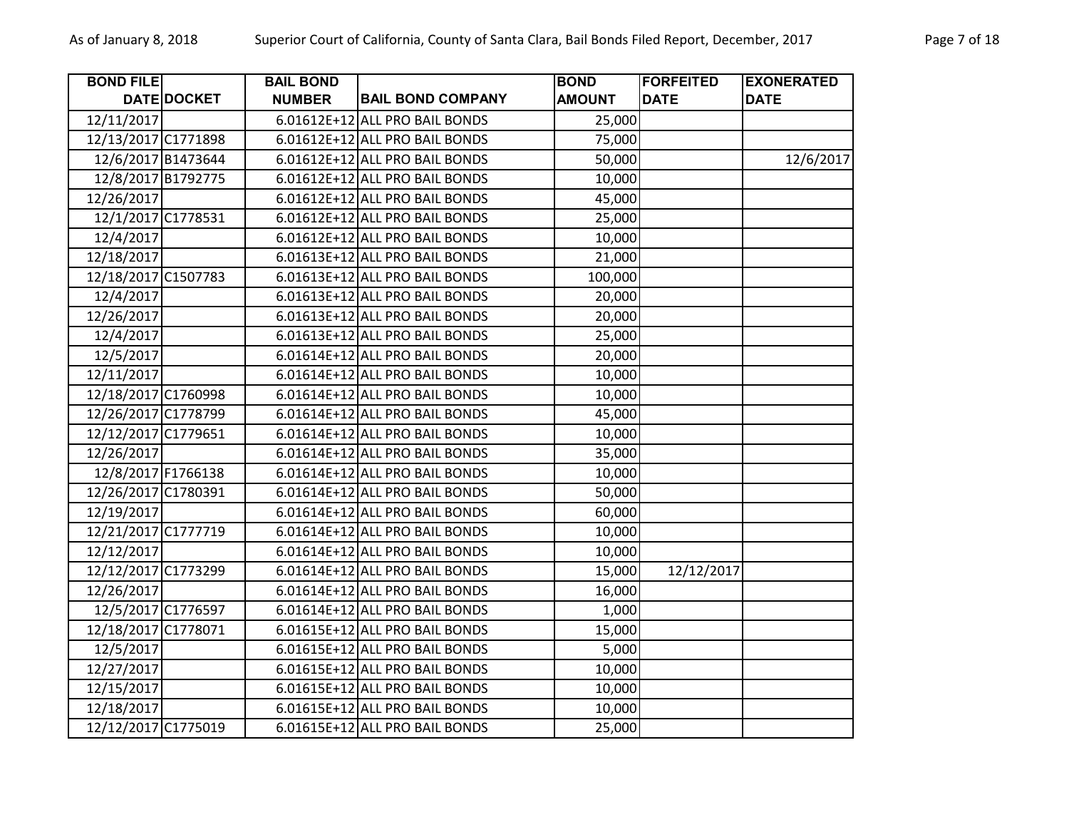| BOND FILE DATE | DOCKET | BAIL BOND NUMBER | BAIL BOND COMPANY | BOND AMOUNT | FORFEITED DATE | EXONERATED DATE |
|---|---|---|---|---|---|---|
| 12/11/2017 | | 6.01612E+12 | ALL PRO BAIL BONDS | 25,000 | | |
| 12/13/2017 | C1771898 | 6.01612E+12 | ALL PRO BAIL BONDS | 75,000 | | |
| 12/6/2017 | B1473644 | 6.01612E+12 | ALL PRO BAIL BONDS | 50,000 | | 12/6/2017 |
| 12/8/2017 | B1792775 | 6.01612E+12 | ALL PRO BAIL BONDS | 10,000 | | |
| 12/26/2017 | | 6.01612E+12 | ALL PRO BAIL BONDS | 45,000 | | |
| 12/1/2017 | C1778531 | 6.01612E+12 | ALL PRO BAIL BONDS | 25,000 | | |
| 12/4/2017 | | 6.01612E+12 | ALL PRO BAIL BONDS | 10,000 | | |
| 12/18/2017 | | 6.01613E+12 | ALL PRO BAIL BONDS | 21,000 | | |
| 12/18/2017 | C1507783 | 6.01613E+12 | ALL PRO BAIL BONDS | 100,000 | | |
| 12/4/2017 | | 6.01613E+12 | ALL PRO BAIL BONDS | 20,000 | | |
| 12/26/2017 | | 6.01613E+12 | ALL PRO BAIL BONDS | 20,000 | | |
| 12/4/2017 | | 6.01613E+12 | ALL PRO BAIL BONDS | 25,000 | | |
| 12/5/2017 | | 6.01614E+12 | ALL PRO BAIL BONDS | 20,000 | | |
| 12/11/2017 | | 6.01614E+12 | ALL PRO BAIL BONDS | 10,000 | | |
| 12/18/2017 | C1760998 | 6.01614E+12 | ALL PRO BAIL BONDS | 10,000 | | |
| 12/26/2017 | C1778799 | 6.01614E+12 | ALL PRO BAIL BONDS | 45,000 | | |
| 12/12/2017 | C1779651 | 6.01614E+12 | ALL PRO BAIL BONDS | 10,000 | | |
| 12/26/2017 | | 6.01614E+12 | ALL PRO BAIL BONDS | 35,000 | | |
| 12/8/2017 | F1766138 | 6.01614E+12 | ALL PRO BAIL BONDS | 10,000 | | |
| 12/26/2017 | C1780391 | 6.01614E+12 | ALL PRO BAIL BONDS | 50,000 | | |
| 12/19/2017 | | 6.01614E+12 | ALL PRO BAIL BONDS | 60,000 | | |
| 12/21/2017 | C1777719 | 6.01614E+12 | ALL PRO BAIL BONDS | 10,000 | | |
| 12/12/2017 | | 6.01614E+12 | ALL PRO BAIL BONDS | 10,000 | | |
| 12/12/2017 | C1773299 | 6.01614E+12 | ALL PRO BAIL BONDS | 15,000 | 12/12/2017 | |
| 12/26/2017 | | 6.01614E+12 | ALL PRO BAIL BONDS | 16,000 | | |
| 12/5/2017 | C1776597 | 6.01614E+12 | ALL PRO BAIL BONDS | 1,000 | | |
| 12/18/2017 | C1778071 | 6.01615E+12 | ALL PRO BAIL BONDS | 15,000 | | |
| 12/5/2017 | | 6.01615E+12 | ALL PRO BAIL BONDS | 5,000 | | |
| 12/27/2017 | | 6.01615E+12 | ALL PRO BAIL BONDS | 10,000 | | |
| 12/15/2017 | | 6.01615E+12 | ALL PRO BAIL BONDS | 10,000 | | |
| 12/18/2017 | | 6.01615E+12 | ALL PRO BAIL BONDS | 10,000 | | |
| 12/12/2017 | C1775019 | 6.01615E+12 | ALL PRO BAIL BONDS | 25,000 | | |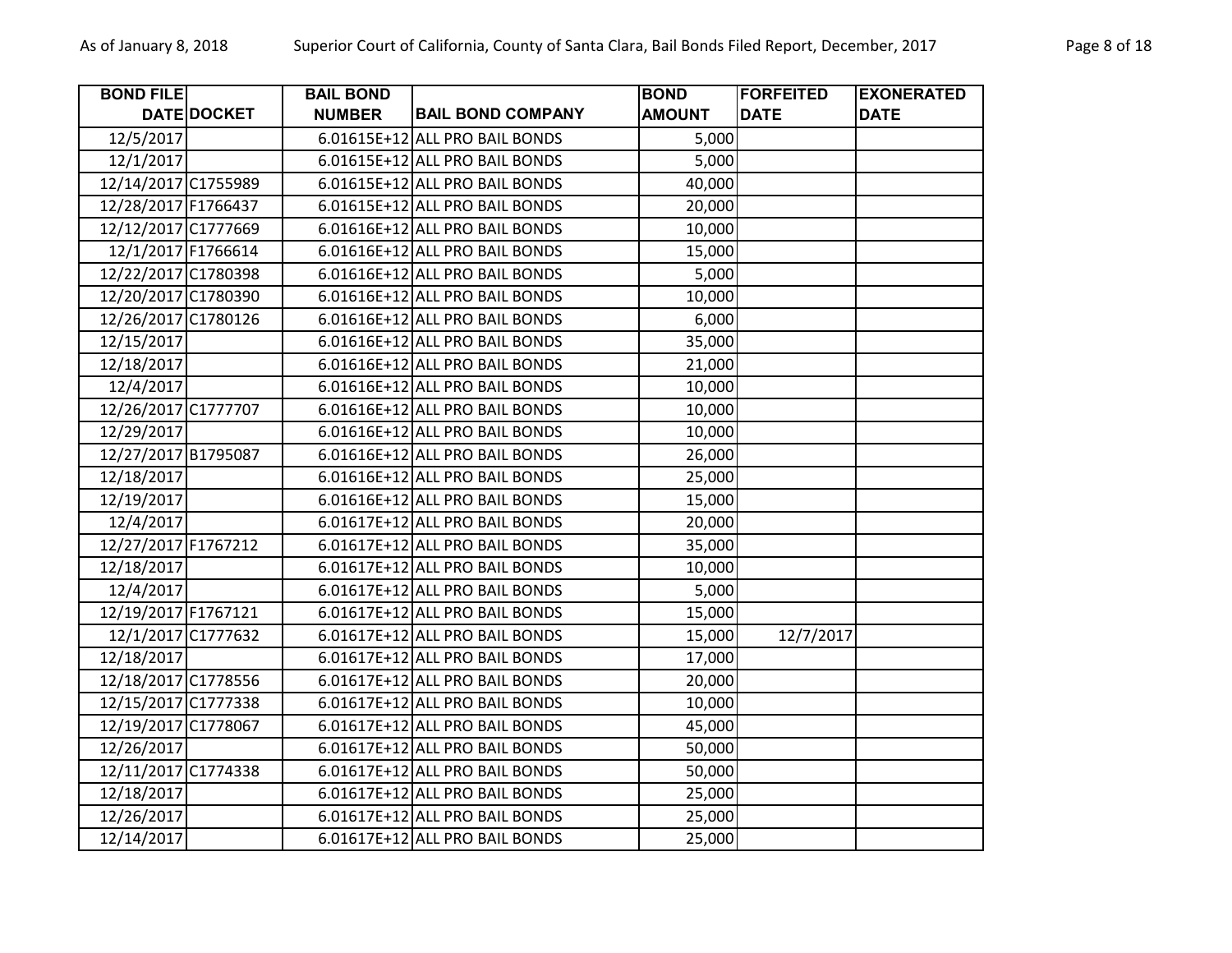| BOND FILE DATE | DOCKET | BAIL BOND NUMBER | BAIL BOND COMPANY | BOND AMOUNT | FORFEITED DATE | EXONERATED DATE |
|---|---|---|---|---|---|---|
| 12/5/2017 | | 6.01615E+12 | ALL PRO BAIL BONDS | 5,000 | | |
| 12/1/2017 | | 6.01615E+12 | ALL PRO BAIL BONDS | 5,000 | | |
| 12/14/2017 | C1755989 | 6.01615E+12 | ALL PRO BAIL BONDS | 40,000 | | |
| 12/28/2017 | F1766437 | 6.01615E+12 | ALL PRO BAIL BONDS | 20,000 | | |
| 12/12/2017 | C1777669 | 6.01616E+12 | ALL PRO BAIL BONDS | 10,000 | | |
| 12/1/2017 | F1766614 | 6.01616E+12 | ALL PRO BAIL BONDS | 15,000 | | |
| 12/22/2017 | C1780398 | 6.01616E+12 | ALL PRO BAIL BONDS | 5,000 | | |
| 12/20/2017 | C1780390 | 6.01616E+12 | ALL PRO BAIL BONDS | 10,000 | | |
| 12/26/2017 | C1780126 | 6.01616E+12 | ALL PRO BAIL BONDS | 6,000 | | |
| 12/15/2017 | | 6.01616E+12 | ALL PRO BAIL BONDS | 35,000 | | |
| 12/18/2017 | | 6.01616E+12 | ALL PRO BAIL BONDS | 21,000 | | |
| 12/4/2017 | | 6.01616E+12 | ALL PRO BAIL BONDS | 10,000 | | |
| 12/26/2017 | C1777707 | 6.01616E+12 | ALL PRO BAIL BONDS | 10,000 | | |
| 12/29/2017 | | 6.01616E+12 | ALL PRO BAIL BONDS | 10,000 | | |
| 12/27/2017 | B1795087 | 6.01616E+12 | ALL PRO BAIL BONDS | 26,000 | | |
| 12/18/2017 | | 6.01616E+12 | ALL PRO BAIL BONDS | 25,000 | | |
| 12/19/2017 | | 6.01616E+12 | ALL PRO BAIL BONDS | 15,000 | | |
| 12/4/2017 | | 6.01617E+12 | ALL PRO BAIL BONDS | 20,000 | | |
| 12/27/2017 | F1767212 | 6.01617E+12 | ALL PRO BAIL BONDS | 35,000 | | |
| 12/18/2017 | | 6.01617E+12 | ALL PRO BAIL BONDS | 10,000 | | |
| 12/4/2017 | | 6.01617E+12 | ALL PRO BAIL BONDS | 5,000 | | |
| 12/19/2017 | F1767121 | 6.01617E+12 | ALL PRO BAIL BONDS | 15,000 | | |
| 12/1/2017 | C1777632 | 6.01617E+12 | ALL PRO BAIL BONDS | 15,000 | 12/7/2017 | |
| 12/18/2017 | | 6.01617E+12 | ALL PRO BAIL BONDS | 17,000 | | |
| 12/18/2017 | C1778556 | 6.01617E+12 | ALL PRO BAIL BONDS | 20,000 | | |
| 12/15/2017 | C1777338 | 6.01617E+12 | ALL PRO BAIL BONDS | 10,000 | | |
| 12/19/2017 | C1778067 | 6.01617E+12 | ALL PRO BAIL BONDS | 45,000 | | |
| 12/26/2017 | | 6.01617E+12 | ALL PRO BAIL BONDS | 50,000 | | |
| 12/11/2017 | C1774338 | 6.01617E+12 | ALL PRO BAIL BONDS | 50,000 | | |
| 12/18/2017 | | 6.01617E+12 | ALL PRO BAIL BONDS | 25,000 | | |
| 12/26/2017 | | 6.01617E+12 | ALL PRO BAIL BONDS | 25,000 | | |
| 12/14/2017 | | 6.01617E+12 | ALL PRO BAIL BONDS | 25,000 | | |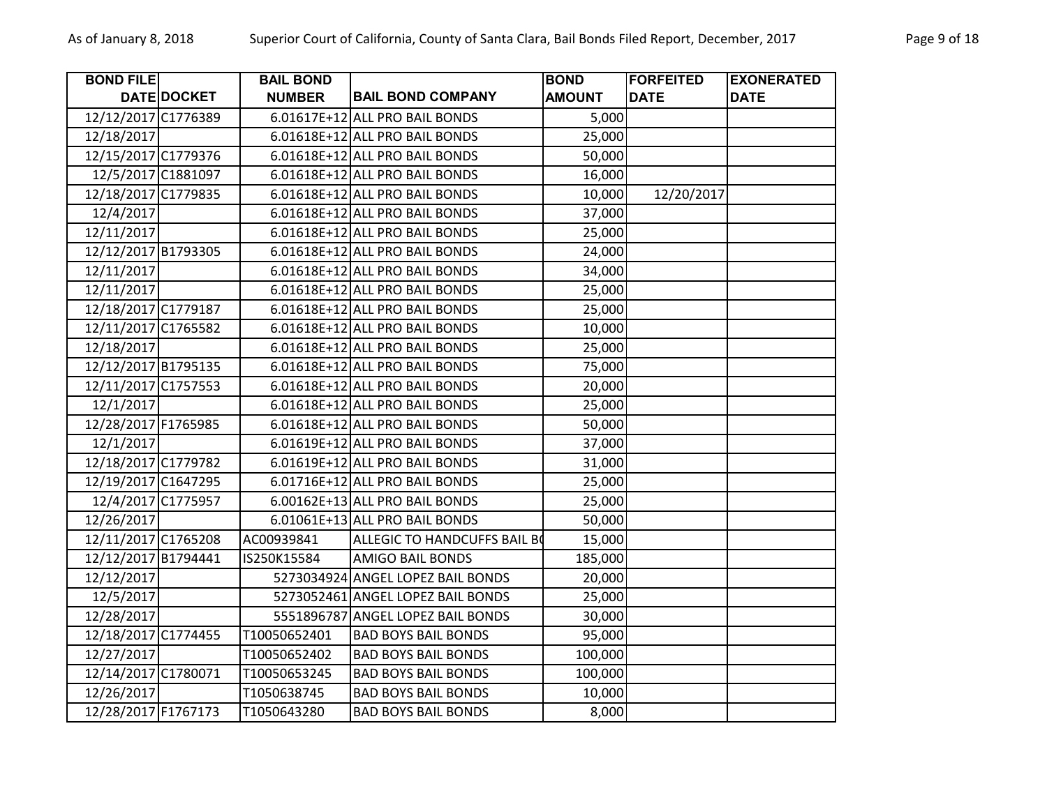| BOND FILE DATE | DOCKET | BAIL BOND NUMBER | BAIL BOND COMPANY | BOND AMOUNT | FORFEITED DATE | EXONERATED DATE |
|---|---|---|---|---|---|---|
| 12/12/2017 | C1776389 | 6.01617E+12 | ALL PRO BAIL BONDS | 5,000 | | |
| 12/18/2017 | | 6.01618E+12 | ALL PRO BAIL BONDS | 25,000 | | |
| 12/15/2017 | C1779376 | 6.01618E+12 | ALL PRO BAIL BONDS | 50,000 | | |
| 12/5/2017 | C1881097 | 6.01618E+12 | ALL PRO BAIL BONDS | 16,000 | | |
| 12/18/2017 | C1779835 | 6.01618E+12 | ALL PRO BAIL BONDS | 10,000 | 12/20/2017 | |
| 12/4/2017 | | 6.01618E+12 | ALL PRO BAIL BONDS | 37,000 | | |
| 12/11/2017 | | 6.01618E+12 | ALL PRO BAIL BONDS | 25,000 | | |
| 12/12/2017 | B1793305 | 6.01618E+12 | ALL PRO BAIL BONDS | 24,000 | | |
| 12/11/2017 | | 6.01618E+12 | ALL PRO BAIL BONDS | 34,000 | | |
| 12/11/2017 | | 6.01618E+12 | ALL PRO BAIL BONDS | 25,000 | | |
| 12/18/2017 | C1779187 | 6.01618E+12 | ALL PRO BAIL BONDS | 25,000 | | |
| 12/11/2017 | C1765582 | 6.01618E+12 | ALL PRO BAIL BONDS | 10,000 | | |
| 12/18/2017 | | 6.01618E+12 | ALL PRO BAIL BONDS | 25,000 | | |
| 12/12/2017 | B1795135 | 6.01618E+12 | ALL PRO BAIL BONDS | 75,000 | | |
| 12/11/2017 | C1757553 | 6.01618E+12 | ALL PRO BAIL BONDS | 20,000 | | |
| 12/1/2017 | | 6.01618E+12 | ALL PRO BAIL BONDS | 25,000 | | |
| 12/28/2017 | F1765985 | 6.01618E+12 | ALL PRO BAIL BONDS | 50,000 | | |
| 12/1/2017 | | 6.01619E+12 | ALL PRO BAIL BONDS | 37,000 | | |
| 12/18/2017 | C1779782 | 6.01619E+12 | ALL PRO BAIL BONDS | 31,000 | | |
| 12/19/2017 | C1647295 | 6.01716E+12 | ALL PRO BAIL BONDS | 25,000 | | |
| 12/4/2017 | C1775957 | 6.00162E+13 | ALL PRO BAIL BONDS | 25,000 | | |
| 12/26/2017 | | 6.01061E+13 | ALL PRO BAIL BONDS | 50,000 | | |
| 12/11/2017 | C1765208 | AC00939841 | ALLEGIC TO HANDCUFFS BAIL BO | 15,000 | | |
| 12/12/2017 | B1794441 | IS250K15584 | AMIGO BAIL BONDS | 185,000 | | |
| 12/12/2017 | | 5273034924 | ANGEL LOPEZ BAIL BONDS | 20,000 | | |
| 12/5/2017 | | 5273052461 | ANGEL LOPEZ BAIL BONDS | 25,000 | | |
| 12/28/2017 | | 5551896787 | ANGEL LOPEZ BAIL BONDS | 30,000 | | |
| 12/18/2017 | C1774455 | T10050652401 | BAD BOYS BAIL BONDS | 95,000 | | |
| 12/27/2017 | | T10050652402 | BAD BOYS BAIL BONDS | 100,000 | | |
| 12/14/2017 | C1780071 | T10050653245 | BAD BOYS BAIL BONDS | 100,000 | | |
| 12/26/2017 | | T1050638745 | BAD BOYS BAIL BONDS | 10,000 | | |
| 12/28/2017 | F1767173 | T1050643280 | BAD BOYS BAIL BONDS | 8,000 | | |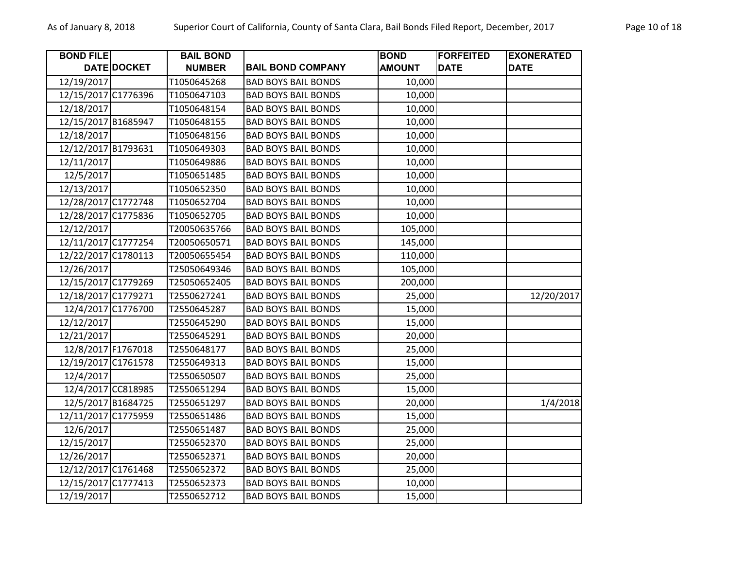| BOND FILE DATE | DOCKET | BAIL BOND NUMBER | BAIL BOND COMPANY | BOND AMOUNT | FORFEITED DATE | EXONERATED DATE |
|---|---|---|---|---|---|---|
| 12/19/2017 | | T1050645268 | BAD BOYS BAIL BONDS | 10,000 | | |
| 12/15/2017 | C1776396 | T1050647103 | BAD BOYS BAIL BONDS | 10,000 | | |
| 12/18/2017 | | T1050648154 | BAD BOYS BAIL BONDS | 10,000 | | |
| 12/15/2017 | B1685947 | T1050648155 | BAD BOYS BAIL BONDS | 10,000 | | |
| 12/18/2017 | | T1050648156 | BAD BOYS BAIL BONDS | 10,000 | | |
| 12/12/2017 | B1793631 | T1050649303 | BAD BOYS BAIL BONDS | 10,000 | | |
| 12/11/2017 | | T1050649886 | BAD BOYS BAIL BONDS | 10,000 | | |
| 12/5/2017 | | T1050651485 | BAD BOYS BAIL BONDS | 10,000 | | |
| 12/13/2017 | | T1050652350 | BAD BOYS BAIL BONDS | 10,000 | | |
| 12/28/2017 | C1772748 | T1050652704 | BAD BOYS BAIL BONDS | 10,000 | | |
| 12/28/2017 | C1775836 | T1050652705 | BAD BOYS BAIL BONDS | 10,000 | | |
| 12/12/2017 | | T20050635766 | BAD BOYS BAIL BONDS | 105,000 | | |
| 12/11/2017 | C1777254 | T20050650571 | BAD BOYS BAIL BONDS | 145,000 | | |
| 12/22/2017 | C1780113 | T20050655454 | BAD BOYS BAIL BONDS | 110,000 | | |
| 12/26/2017 | | T25050649346 | BAD BOYS BAIL BONDS | 105,000 | | |
| 12/15/2017 | C1779269 | T25050652405 | BAD BOYS BAIL BONDS | 200,000 | | |
| 12/18/2017 | C1779271 | T2550627241 | BAD BOYS BAIL BONDS | 25,000 | | 12/20/2017 |
| 12/4/2017 | C1776700 | T2550645287 | BAD BOYS BAIL BONDS | 15,000 | | |
| 12/12/2017 | | T2550645290 | BAD BOYS BAIL BONDS | 15,000 | | |
| 12/21/2017 | | T2550645291 | BAD BOYS BAIL BONDS | 20,000 | | |
| 12/8/2017 | F1767018 | T2550648177 | BAD BOYS BAIL BONDS | 25,000 | | |
| 12/19/2017 | C1761578 | T2550649313 | BAD BOYS BAIL BONDS | 15,000 | | |
| 12/4/2017 | | T2550650507 | BAD BOYS BAIL BONDS | 25,000 | | |
| 12/4/2017 | CC818985 | T2550651294 | BAD BOYS BAIL BONDS | 15,000 | | |
| 12/5/2017 | B1684725 | T2550651297 | BAD BOYS BAIL BONDS | 20,000 | | 1/4/2018 |
| 12/11/2017 | C1775959 | T2550651486 | BAD BOYS BAIL BONDS | 15,000 | | |
| 12/6/2017 | | T2550651487 | BAD BOYS BAIL BONDS | 25,000 | | |
| 12/15/2017 | | T2550652370 | BAD BOYS BAIL BONDS | 25,000 | | |
| 12/26/2017 | | T2550652371 | BAD BOYS BAIL BONDS | 20,000 | | |
| 12/12/2017 | C1761468 | T2550652372 | BAD BOYS BAIL BONDS | 25,000 | | |
| 12/15/2017 | C1777413 | T2550652373 | BAD BOYS BAIL BONDS | 10,000 | | |
| 12/19/2017 | | T2550652712 | BAD BOYS BAIL BONDS | 15,000 | | |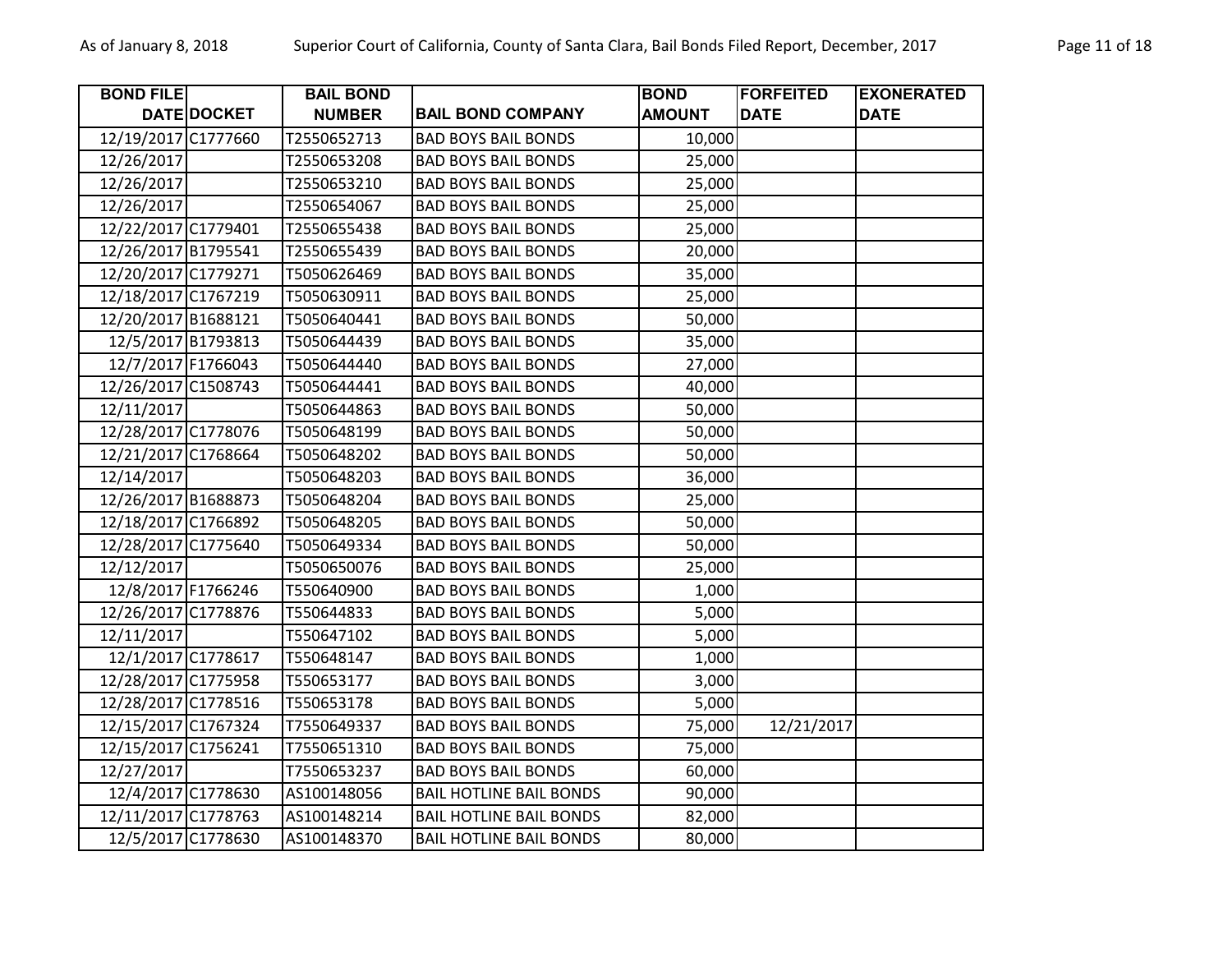| BOND FILE DATE | DOCKET | BAIL BOND NUMBER | BAIL BOND COMPANY | BOND AMOUNT | FORFEITED DATE | EXONERATED DATE |
|---|---|---|---|---|---|---|
| 12/19/2017 | C1777660 | T2550652713 | BAD BOYS BAIL BONDS | 10,000 | | |
| 12/26/2017 | | T2550653208 | BAD BOYS BAIL BONDS | 25,000 | | |
| 12/26/2017 | | T2550653210 | BAD BOYS BAIL BONDS | 25,000 | | |
| 12/26/2017 | | T2550654067 | BAD BOYS BAIL BONDS | 25,000 | | |
| 12/22/2017 | C1779401 | T2550655438 | BAD BOYS BAIL BONDS | 25,000 | | |
| 12/26/2017 | B1795541 | T2550655439 | BAD BOYS BAIL BONDS | 20,000 | | |
| 12/20/2017 | C1779271 | T5050626469 | BAD BOYS BAIL BONDS | 35,000 | | |
| 12/18/2017 | C1767219 | T5050630911 | BAD BOYS BAIL BONDS | 25,000 | | |
| 12/20/2017 | B1688121 | T5050640441 | BAD BOYS BAIL BONDS | 50,000 | | |
| 12/5/2017 | B1793813 | T5050644439 | BAD BOYS BAIL BONDS | 35,000 | | |
| 12/7/2017 | F1766043 | T5050644440 | BAD BOYS BAIL BONDS | 27,000 | | |
| 12/26/2017 | C1508743 | T5050644441 | BAD BOYS BAIL BONDS | 40,000 | | |
| 12/11/2017 | | T5050644863 | BAD BOYS BAIL BONDS | 50,000 | | |
| 12/28/2017 | C1778076 | T5050648199 | BAD BOYS BAIL BONDS | 50,000 | | |
| 12/21/2017 | C1768664 | T5050648202 | BAD BOYS BAIL BONDS | 50,000 | | |
| 12/14/2017 | | T5050648203 | BAD BOYS BAIL BONDS | 36,000 | | |
| 12/26/2017 | B1688873 | T5050648204 | BAD BOYS BAIL BONDS | 25,000 | | |
| 12/18/2017 | C1766892 | T5050648205 | BAD BOYS BAIL BONDS | 50,000 | | |
| 12/28/2017 | C1775640 | T5050649334 | BAD BOYS BAIL BONDS | 50,000 | | |
| 12/12/2017 | | T5050650076 | BAD BOYS BAIL BONDS | 25,000 | | |
| 12/8/2017 | F1766246 | T550640900 | BAD BOYS BAIL BONDS | 1,000 | | |
| 12/26/2017 | C1778876 | T550644833 | BAD BOYS BAIL BONDS | 5,000 | | |
| 12/11/2017 | | T550647102 | BAD BOYS BAIL BONDS | 5,000 | | |
| 12/1/2017 | C1778617 | T550648147 | BAD BOYS BAIL BONDS | 1,000 | | |
| 12/28/2017 | C1775958 | T550653177 | BAD BOYS BAIL BONDS | 3,000 | | |
| 12/28/2017 | C1778516 | T550653178 | BAD BOYS BAIL BONDS | 5,000 | | |
| 12/15/2017 | C1767324 | T7550649337 | BAD BOYS BAIL BONDS | 75,000 | 12/21/2017 | |
| 12/15/2017 | C1756241 | T7550651310 | BAD BOYS BAIL BONDS | 75,000 | | |
| 12/27/2017 | | T7550653237 | BAD BOYS BAIL BONDS | 60,000 | | |
| 12/4/2017 | C1778630 | AS100148056 | BAIL HOTLINE BAIL BONDS | 90,000 | | |
| 12/11/2017 | C1778763 | AS100148214 | BAIL HOTLINE BAIL BONDS | 82,000 | | |
| 12/5/2017 | C1778630 | AS100148370 | BAIL HOTLINE BAIL BONDS | 80,000 | | |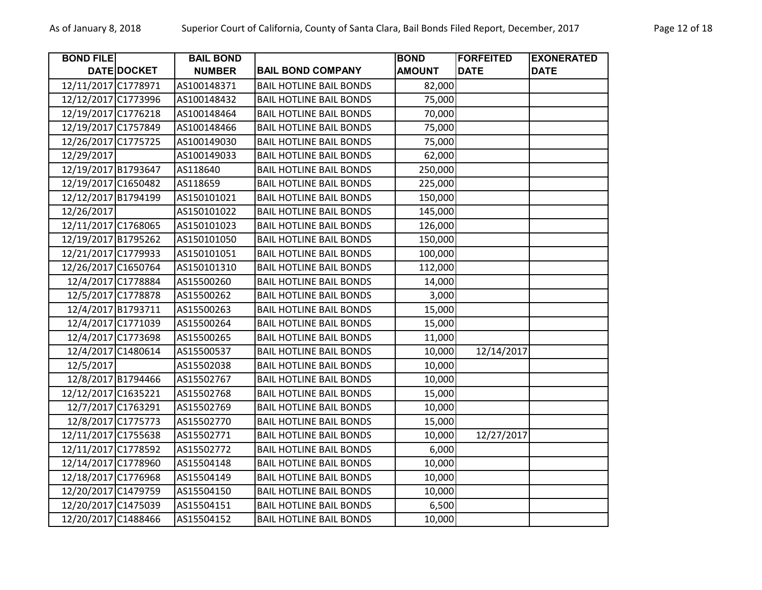| BOND FILE DATE | DOCKET | BAIL BOND NUMBER | BAIL BOND COMPANY | BOND AMOUNT | FORFEITED DATE | EXONERATED DATE |
|---|---|---|---|---|---|---|
| 12/11/2017 | C1778971 | AS100148371 | BAIL HOTLINE BAIL BONDS | 82,000 | | |
| 12/12/2017 | C1773996 | AS100148432 | BAIL HOTLINE BAIL BONDS | 75,000 | | |
| 12/19/2017 | C1776218 | AS100148464 | BAIL HOTLINE BAIL BONDS | 70,000 | | |
| 12/19/2017 | C1757849 | AS100148466 | BAIL HOTLINE BAIL BONDS | 75,000 | | |
| 12/26/2017 | C1775725 | AS100149030 | BAIL HOTLINE BAIL BONDS | 75,000 | | |
| 12/29/2017 | | AS100149033 | BAIL HOTLINE BAIL BONDS | 62,000 | | |
| 12/19/2017 | B1793647 | AS118640 | BAIL HOTLINE BAIL BONDS | 250,000 | | |
| 12/19/2017 | C1650482 | AS118659 | BAIL HOTLINE BAIL BONDS | 225,000 | | |
| 12/12/2017 | B1794199 | AS150101021 | BAIL HOTLINE BAIL BONDS | 150,000 | | |
| 12/26/2017 | | AS150101022 | BAIL HOTLINE BAIL BONDS | 145,000 | | |
| 12/11/2017 | C1768065 | AS150101023 | BAIL HOTLINE BAIL BONDS | 126,000 | | |
| 12/19/2017 | B1795262 | AS150101050 | BAIL HOTLINE BAIL BONDS | 150,000 | | |
| 12/21/2017 | C1779933 | AS150101051 | BAIL HOTLINE BAIL BONDS | 100,000 | | |
| 12/26/2017 | C1650764 | AS150101310 | BAIL HOTLINE BAIL BONDS | 112,000 | | |
| 12/4/2017 | C1778884 | AS15500260 | BAIL HOTLINE BAIL BONDS | 14,000 | | |
| 12/5/2017 | C1778878 | AS15500262 | BAIL HOTLINE BAIL BONDS | 3,000 | | |
| 12/4/2017 | B1793711 | AS15500263 | BAIL HOTLINE BAIL BONDS | 15,000 | | |
| 12/4/2017 | C1771039 | AS15500264 | BAIL HOTLINE BAIL BONDS | 15,000 | | |
| 12/4/2017 | C1773698 | AS15500265 | BAIL HOTLINE BAIL BONDS | 11,000 | | |
| 12/4/2017 | C1480614 | AS15500537 | BAIL HOTLINE BAIL BONDS | 10,000 | 12/14/2017 | |
| 12/5/2017 | | AS15502038 | BAIL HOTLINE BAIL BONDS | 10,000 | | |
| 12/8/2017 | B1794466 | AS15502767 | BAIL HOTLINE BAIL BONDS | 10,000 | | |
| 12/12/2017 | C1635221 | AS15502768 | BAIL HOTLINE BAIL BONDS | 15,000 | | |
| 12/7/2017 | C1763291 | AS15502769 | BAIL HOTLINE BAIL BONDS | 10,000 | | |
| 12/8/2017 | C1775773 | AS15502770 | BAIL HOTLINE BAIL BONDS | 15,000 | | |
| 12/11/2017 | C1755638 | AS15502771 | BAIL HOTLINE BAIL BONDS | 10,000 | 12/27/2017 | |
| 12/11/2017 | C1778592 | AS15502772 | BAIL HOTLINE BAIL BONDS | 6,000 | | |
| 12/14/2017 | C1778960 | AS15504148 | BAIL HOTLINE BAIL BONDS | 10,000 | | |
| 12/18/2017 | C1776968 | AS15504149 | BAIL HOTLINE BAIL BONDS | 10,000 | | |
| 12/20/2017 | C1479759 | AS15504150 | BAIL HOTLINE BAIL BONDS | 10,000 | | |
| 12/20/2017 | C1475039 | AS15504151 | BAIL HOTLINE BAIL BONDS | 6,500 | | |
| 12/20/2017 | C1488466 | AS15504152 | BAIL HOTLINE BAIL BONDS | 10,000 | | |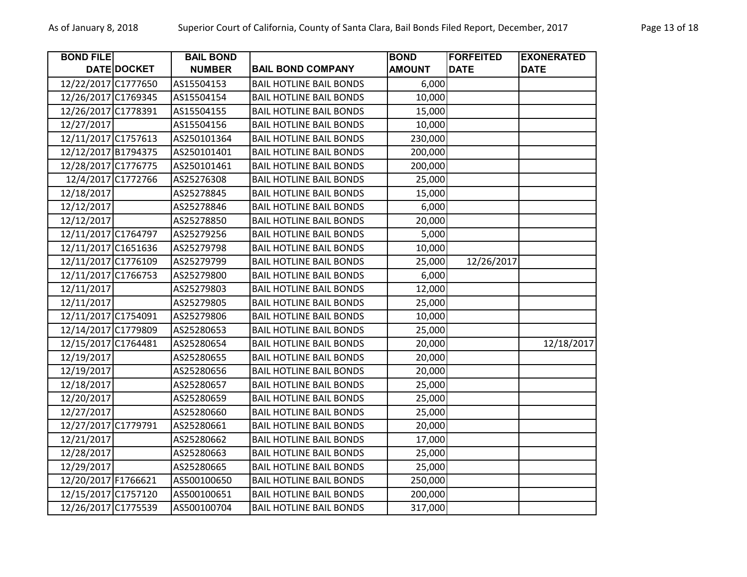| BOND FILE DATE | DOCKET | BAIL BOND NUMBER | BAIL BOND COMPANY | BOND AMOUNT | FORFEITED DATE | EXONERATED DATE |
|---|---|---|---|---|---|---|
| 12/22/2017 | C1777650 | AS15504153 | BAIL HOTLINE BAIL BONDS | 6,000 | | |
| 12/26/2017 | C1769345 | AS15504154 | BAIL HOTLINE BAIL BONDS | 10,000 | | |
| 12/26/2017 | C1778391 | AS15504155 | BAIL HOTLINE BAIL BONDS | 15,000 | | |
| 12/27/2017 | | AS15504156 | BAIL HOTLINE BAIL BONDS | 10,000 | | |
| 12/11/2017 | C1757613 | AS250101364 | BAIL HOTLINE BAIL BONDS | 230,000 | | |
| 12/12/2017 | B1794375 | AS250101401 | BAIL HOTLINE BAIL BONDS | 200,000 | | |
| 12/28/2017 | C1776775 | AS250101461 | BAIL HOTLINE BAIL BONDS | 200,000 | | |
| 12/4/2017 | C1772766 | AS25276308 | BAIL HOTLINE BAIL BONDS | 25,000 | | |
| 12/18/2017 | | AS25278845 | BAIL HOTLINE BAIL BONDS | 15,000 | | |
| 12/12/2017 | | AS25278846 | BAIL HOTLINE BAIL BONDS | 6,000 | | |
| 12/12/2017 | | AS25278850 | BAIL HOTLINE BAIL BONDS | 20,000 | | |
| 12/11/2017 | C1764797 | AS25279256 | BAIL HOTLINE BAIL BONDS | 5,000 | | |
| 12/11/2017 | C1651636 | AS25279798 | BAIL HOTLINE BAIL BONDS | 10,000 | | |
| 12/11/2017 | C1776109 | AS25279799 | BAIL HOTLINE BAIL BONDS | 25,000 | 12/26/2017 | |
| 12/11/2017 | C1766753 | AS25279800 | BAIL HOTLINE BAIL BONDS | 6,000 | | |
| 12/11/2017 | | AS25279803 | BAIL HOTLINE BAIL BONDS | 12,000 | | |
| 12/11/2017 | | AS25279805 | BAIL HOTLINE BAIL BONDS | 25,000 | | |
| 12/11/2017 | C1754091 | AS25279806 | BAIL HOTLINE BAIL BONDS | 10,000 | | |
| 12/14/2017 | C1779809 | AS25280653 | BAIL HOTLINE BAIL BONDS | 25,000 | | |
| 12/15/2017 | C1764481 | AS25280654 | BAIL HOTLINE BAIL BONDS | 20,000 | | 12/18/2017 |
| 12/19/2017 | | AS25280655 | BAIL HOTLINE BAIL BONDS | 20,000 | | |
| 12/19/2017 | | AS25280656 | BAIL HOTLINE BAIL BONDS | 20,000 | | |
| 12/18/2017 | | AS25280657 | BAIL HOTLINE BAIL BONDS | 25,000 | | |
| 12/20/2017 | | AS25280659 | BAIL HOTLINE BAIL BONDS | 25,000 | | |
| 12/27/2017 | | AS25280660 | BAIL HOTLINE BAIL BONDS | 25,000 | | |
| 12/27/2017 | C1779791 | AS25280661 | BAIL HOTLINE BAIL BONDS | 20,000 | | |
| 12/21/2017 | | AS25280662 | BAIL HOTLINE BAIL BONDS | 17,000 | | |
| 12/28/2017 | | AS25280663 | BAIL HOTLINE BAIL BONDS | 25,000 | | |
| 12/29/2017 | | AS25280665 | BAIL HOTLINE BAIL BONDS | 25,000 | | |
| 12/20/2017 | F1766621 | AS500100650 | BAIL HOTLINE BAIL BONDS | 250,000 | | |
| 12/15/2017 | C1757120 | AS500100651 | BAIL HOTLINE BAIL BONDS | 200,000 | | |
| 12/26/2017 | C1775539 | AS500100704 | BAIL HOTLINE BAIL BONDS | 317,000 | | |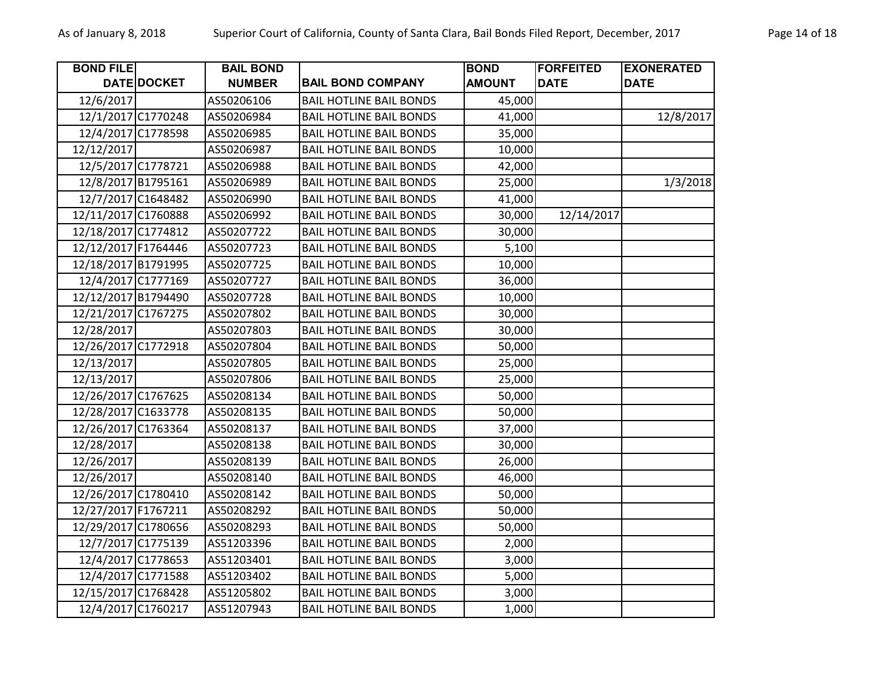| BOND FILE DATE | DOCKET | BAIL BOND NUMBER | BAIL BOND COMPANY | BOND AMOUNT | FORFEITED DATE | EXONERATED DATE |
|---|---|---|---|---|---|---|
| 12/6/2017 | | AS50206106 | BAIL HOTLINE BAIL BONDS | 45,000 | | |
| 12/1/2017 | C1770248 | AS50206984 | BAIL HOTLINE BAIL BONDS | 41,000 | | 12/8/2017 |
| 12/4/2017 | C1778598 | AS50206985 | BAIL HOTLINE BAIL BONDS | 35,000 | | |
| 12/12/2017 | | AS50206987 | BAIL HOTLINE BAIL BONDS | 10,000 | | |
| 12/5/2017 | C1778721 | AS50206988 | BAIL HOTLINE BAIL BONDS | 42,000 | | |
| 12/8/2017 | B1795161 | AS50206989 | BAIL HOTLINE BAIL BONDS | 25,000 | | 1/3/2018 |
| 12/7/2017 | C1648482 | AS50206990 | BAIL HOTLINE BAIL BONDS | 41,000 | | |
| 12/11/2017 | C1760888 | AS50206992 | BAIL HOTLINE BAIL BONDS | 30,000 | 12/14/2017 | |
| 12/18/2017 | C1774812 | AS50207722 | BAIL HOTLINE BAIL BONDS | 30,000 | | |
| 12/12/2017 | F1764446 | AS50207723 | BAIL HOTLINE BAIL BONDS | 5,100 | | |
| 12/18/2017 | B1791995 | AS50207725 | BAIL HOTLINE BAIL BONDS | 10,000 | | |
| 12/4/2017 | C1777169 | AS50207727 | BAIL HOTLINE BAIL BONDS | 36,000 | | |
| 12/12/2017 | B1794490 | AS50207728 | BAIL HOTLINE BAIL BONDS | 10,000 | | |
| 12/21/2017 | C1767275 | AS50207802 | BAIL HOTLINE BAIL BONDS | 30,000 | | |
| 12/28/2017 | | AS50207803 | BAIL HOTLINE BAIL BONDS | 30,000 | | |
| 12/26/2017 | C1772918 | AS50207804 | BAIL HOTLINE BAIL BONDS | 50,000 | | |
| 12/13/2017 | | AS50207805 | BAIL HOTLINE BAIL BONDS | 25,000 | | |
| 12/13/2017 | | AS50207806 | BAIL HOTLINE BAIL BONDS | 25,000 | | |
| 12/26/2017 | C1767625 | AS50208134 | BAIL HOTLINE BAIL BONDS | 50,000 | | |
| 12/28/2017 | C1633778 | AS50208135 | BAIL HOTLINE BAIL BONDS | 50,000 | | |
| 12/26/2017 | C1763364 | AS50208137 | BAIL HOTLINE BAIL BONDS | 37,000 | | |
| 12/28/2017 | | AS50208138 | BAIL HOTLINE BAIL BONDS | 30,000 | | |
| 12/26/2017 | | AS50208139 | BAIL HOTLINE BAIL BONDS | 26,000 | | |
| 12/26/2017 | | AS50208140 | BAIL HOTLINE BAIL BONDS | 46,000 | | |
| 12/26/2017 | C1780410 | AS50208142 | BAIL HOTLINE BAIL BONDS | 50,000 | | |
| 12/27/2017 | F1767211 | AS50208292 | BAIL HOTLINE BAIL BONDS | 50,000 | | |
| 12/29/2017 | C1780656 | AS50208293 | BAIL HOTLINE BAIL BONDS | 50,000 | | |
| 12/7/2017 | C1775139 | AS51203396 | BAIL HOTLINE BAIL BONDS | 2,000 | | |
| 12/4/2017 | C1778653 | AS51203401 | BAIL HOTLINE BAIL BONDS | 3,000 | | |
| 12/4/2017 | C1771588 | AS51203402 | BAIL HOTLINE BAIL BONDS | 5,000 | | |
| 12/15/2017 | C1768428 | AS51205802 | BAIL HOTLINE BAIL BONDS | 3,000 | | |
| 12/4/2017 | C1760217 | AS51207943 | BAIL HOTLINE BAIL BONDS | 1,000 | | |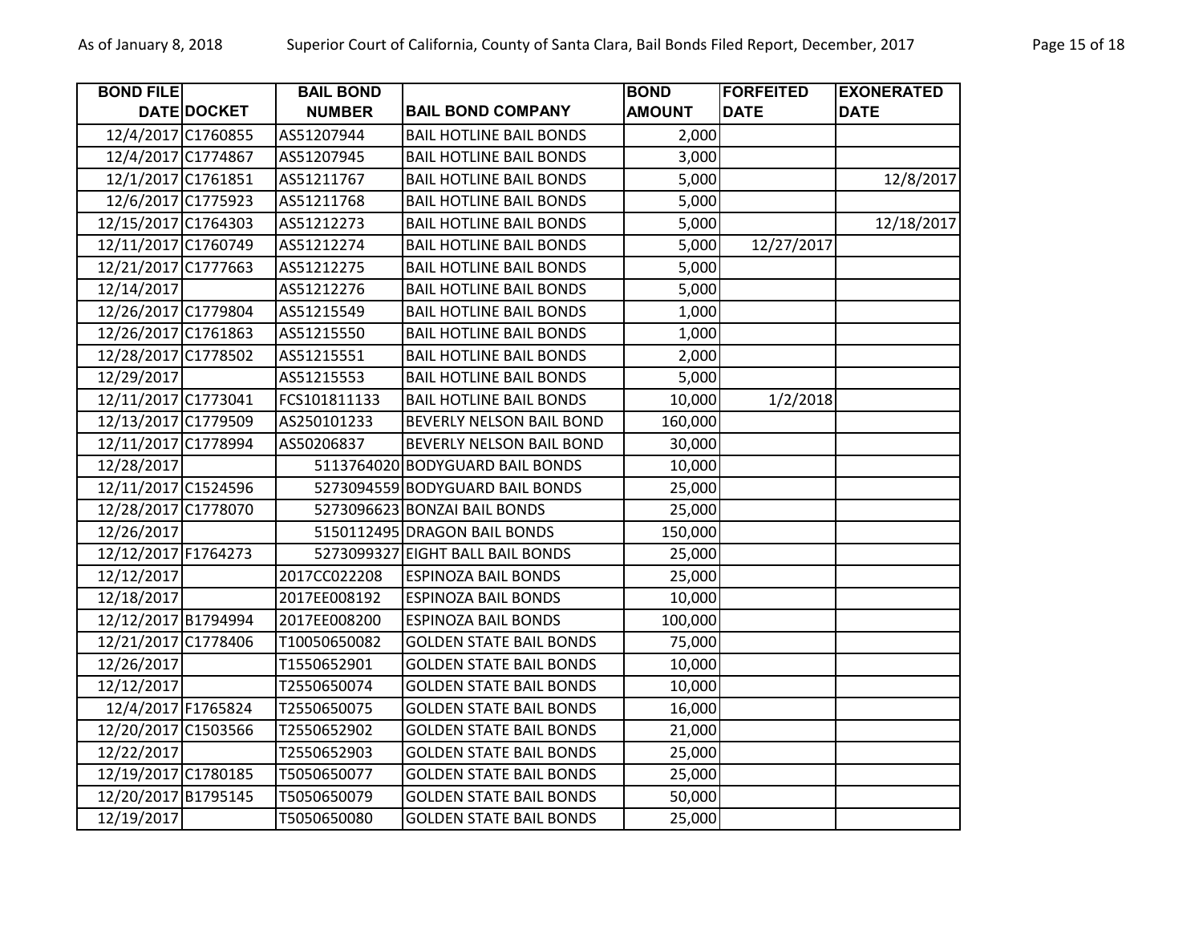| BOND FILE DATE | DOCKET | BAIL BOND NUMBER | BAIL BOND COMPANY | BOND AMOUNT | FORFEITED DATE | EXONERATED DATE |
|---|---|---|---|---|---|---|
| 12/4/2017 | C1760855 | AS51207944 | BAIL HOTLINE BAIL BONDS | 2,000 | | |
| 12/4/2017 | C1774867 | AS51207945 | BAIL HOTLINE BAIL BONDS | 3,000 | | |
| 12/1/2017 | C1761851 | AS51211767 | BAIL HOTLINE BAIL BONDS | 5,000 | | 12/8/2017 |
| 12/6/2017 | C1775923 | AS51211768 | BAIL HOTLINE BAIL BONDS | 5,000 | | |
| 12/15/2017 | C1764303 | AS51212273 | BAIL HOTLINE BAIL BONDS | 5,000 | | 12/18/2017 |
| 12/11/2017 | C1760749 | AS51212274 | BAIL HOTLINE BAIL BONDS | 5,000 | 12/27/2017 | |
| 12/21/2017 | C1777663 | AS51212275 | BAIL HOTLINE BAIL BONDS | 5,000 | | |
| 12/14/2017 | | AS51212276 | BAIL HOTLINE BAIL BONDS | 5,000 | | |
| 12/26/2017 | C1779804 | AS51215549 | BAIL HOTLINE BAIL BONDS | 1,000 | | |
| 12/26/2017 | C1761863 | AS51215550 | BAIL HOTLINE BAIL BONDS | 1,000 | | |
| 12/28/2017 | C1778502 | AS51215551 | BAIL HOTLINE BAIL BONDS | 2,000 | | |
| 12/29/2017 | | AS51215553 | BAIL HOTLINE BAIL BONDS | 5,000 | | |
| 12/11/2017 | C1773041 | FCS101811133 | BAIL HOTLINE BAIL BONDS | 10,000 | 1/2/2018 | |
| 12/13/2017 | C1779509 | AS250101233 | BEVERLY NELSON BAIL BOND | 160,000 | | |
| 12/11/2017 | C1778994 | AS50206837 | BEVERLY NELSON BAIL BOND | 30,000 | | |
| 12/28/2017 | | 5113764020 | BODYGUARD BAIL BONDS | 10,000 | | |
| 12/11/2017 | C1524596 | 5273094559 | BODYGUARD BAIL BONDS | 25,000 | | |
| 12/28/2017 | C1778070 | 5273096623 | BONZAI BAIL BONDS | 25,000 | | |
| 12/26/2017 | | 5150112495 | DRAGON BAIL BONDS | 150,000 | | |
| 12/12/2017 | F1764273 | 5273099327 | EIGHT BALL BAIL BONDS | 25,000 | | |
| 12/12/2017 | | 2017CC022208 | ESPINOZA BAIL BONDS | 25,000 | | |
| 12/18/2017 | | 2017EE008192 | ESPINOZA BAIL BONDS | 10,000 | | |
| 12/12/2017 | B1794994 | 2017EE008200 | ESPINOZA BAIL BONDS | 100,000 | | |
| 12/21/2017 | C1778406 | T10050650082 | GOLDEN STATE BAIL BONDS | 75,000 | | |
| 12/26/2017 | | T1550652901 | GOLDEN STATE BAIL BONDS | 10,000 | | |
| 12/12/2017 | | T2550650074 | GOLDEN STATE BAIL BONDS | 10,000 | | |
| 12/4/2017 | F1765824 | T2550650075 | GOLDEN STATE BAIL BONDS | 16,000 | | |
| 12/20/2017 | C1503566 | T2550652902 | GOLDEN STATE BAIL BONDS | 21,000 | | |
| 12/22/2017 | | T2550652903 | GOLDEN STATE BAIL BONDS | 25,000 | | |
| 12/19/2017 | C1780185 | T5050650077 | GOLDEN STATE BAIL BONDS | 25,000 | | |
| 12/20/2017 | B1795145 | T5050650079 | GOLDEN STATE BAIL BONDS | 50,000 | | |
| 12/19/2017 | | T5050650080 | GOLDEN STATE BAIL BONDS | 25,000 | | |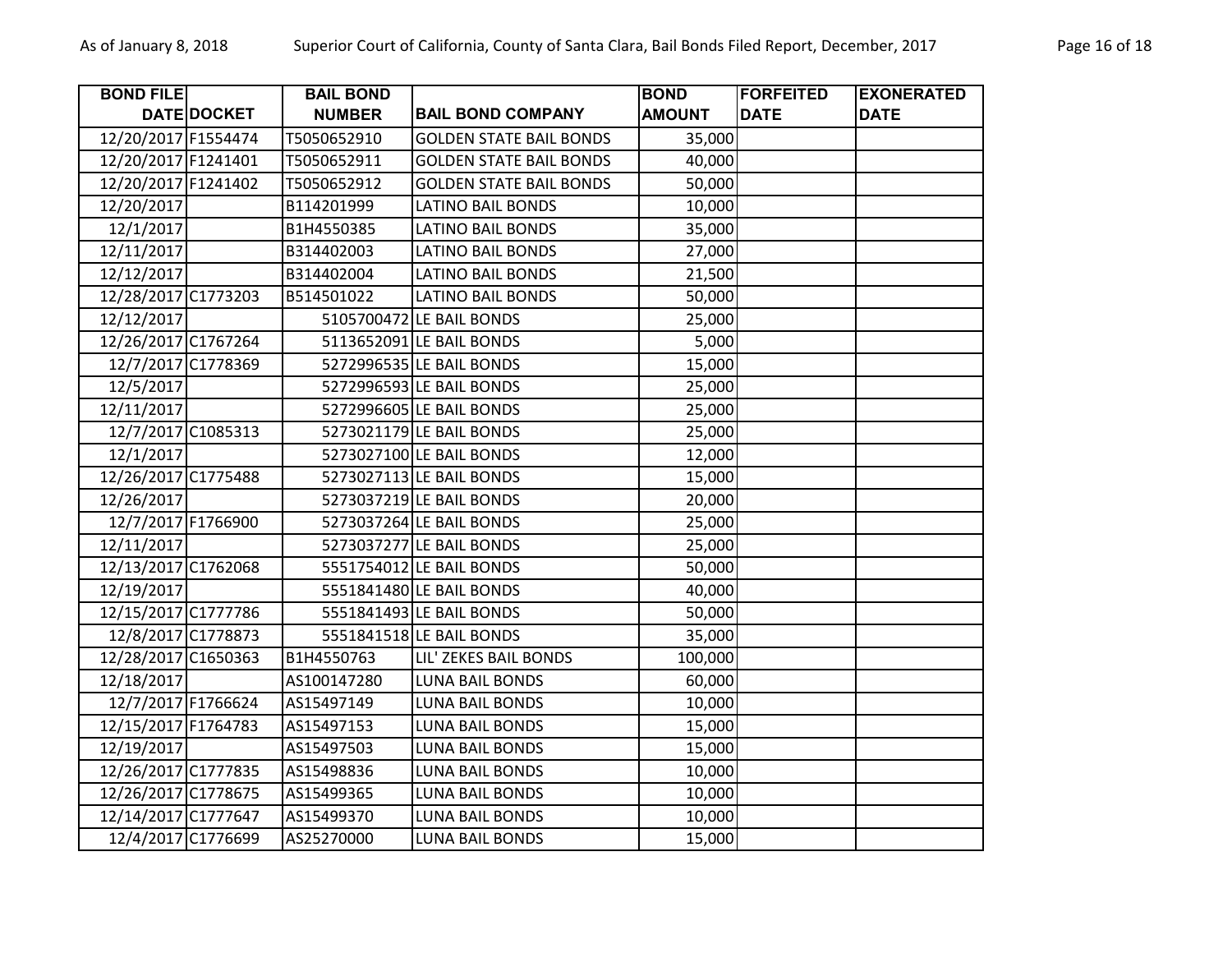| BOND FILE DATE | DOCKET | BAIL BOND NUMBER | BAIL BOND COMPANY | BOND AMOUNT | FORFEITED DATE | EXONERATED DATE |
|---|---|---|---|---|---|---|
| 12/20/2017 | F1554474 | T5050652910 | GOLDEN STATE BAIL BONDS | 35,000 | | |
| 12/20/2017 | F1241401 | T5050652911 | GOLDEN STATE BAIL BONDS | 40,000 | | |
| 12/20/2017 | F1241402 | T5050652912 | GOLDEN STATE BAIL BONDS | 50,000 | | |
| 12/20/2017 | | B114201999 | LATINO BAIL BONDS | 10,000 | | |
| 12/1/2017 | | B1H4550385 | LATINO BAIL BONDS | 35,000 | | |
| 12/11/2017 | | B314402003 | LATINO BAIL BONDS | 27,000 | | |
| 12/12/2017 | | B314402004 | LATINO BAIL BONDS | 21,500 | | |
| 12/28/2017 | C1773203 | B514501022 | LATINO BAIL BONDS | 50,000 | | |
| 12/12/2017 | | 5105700472 | LE BAIL BONDS | 25,000 | | |
| 12/26/2017 | C1767264 | 5113652091 | LE BAIL BONDS | 5,000 | | |
| 12/7/2017 | C1778369 | 5272996535 | LE BAIL BONDS | 15,000 | | |
| 12/5/2017 | | 5272996593 | LE BAIL BONDS | 25,000 | | |
| 12/11/2017 | | 5272996605 | LE BAIL BONDS | 25,000 | | |
| 12/7/2017 | C1085313 | 5273021179 | LE BAIL BONDS | 25,000 | | |
| 12/1/2017 | | 5273027100 | LE BAIL BONDS | 12,000 | | |
| 12/26/2017 | C1775488 | 5273027113 | LE BAIL BONDS | 15,000 | | |
| 12/26/2017 | | 5273037219 | LE BAIL BONDS | 20,000 | | |
| 12/7/2017 | F1766900 | 5273037264 | LE BAIL BONDS | 25,000 | | |
| 12/11/2017 | | 5273037277 | LE BAIL BONDS | 25,000 | | |
| 12/13/2017 | C1762068 | 5551754012 | LE BAIL BONDS | 50,000 | | |
| 12/19/2017 | | 5551841480 | LE BAIL BONDS | 40,000 | | |
| 12/15/2017 | C1777786 | 5551841493 | LE BAIL BONDS | 50,000 | | |
| 12/8/2017 | C1778873 | 5551841518 | LE BAIL BONDS | 35,000 | | |
| 12/28/2017 | C1650363 | B1H4550763 | LIL' ZEKES BAIL BONDS | 100,000 | | |
| 12/18/2017 | | AS100147280 | LUNA BAIL BONDS | 60,000 | | |
| 12/7/2017 | F1766624 | AS15497149 | LUNA BAIL BONDS | 10,000 | | |
| 12/15/2017 | F1764783 | AS15497153 | LUNA BAIL BONDS | 15,000 | | |
| 12/19/2017 | | AS15497503 | LUNA BAIL BONDS | 15,000 | | |
| 12/26/2017 | C1777835 | AS15498836 | LUNA BAIL BONDS | 10,000 | | |
| 12/26/2017 | C1778675 | AS15499365 | LUNA BAIL BONDS | 10,000 | | |
| 12/14/2017 | C1777647 | AS15499370 | LUNA BAIL BONDS | 10,000 | | |
| 12/4/2017 | C1776699 | AS25270000 | LUNA BAIL BONDS | 15,000 | | |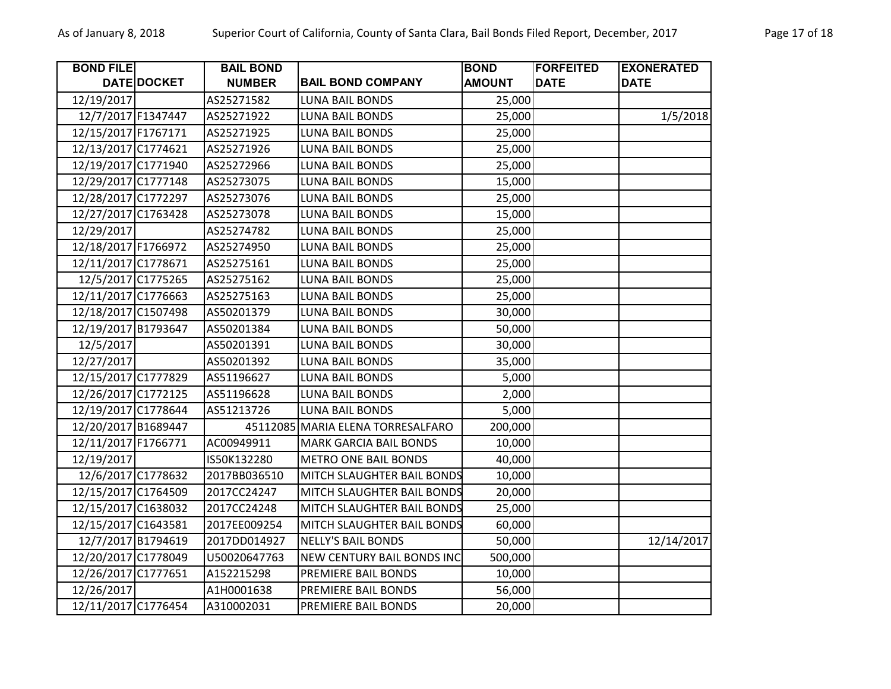| BOND FILE DATE | DOCKET | BAIL BOND NUMBER | BAIL BOND COMPANY | BOND AMOUNT | FORFEITED DATE | EXONERATED DATE |
|---|---|---|---|---|---|---|
| 12/19/2017 | | AS25271582 | LUNA BAIL BONDS | 25,000 | | |
| 12/7/2017 | F1347447 | AS25271922 | LUNA BAIL BONDS | 25,000 | | 1/5/2018 |
| 12/15/2017 | F1767171 | AS25271925 | LUNA BAIL BONDS | 25,000 | | |
| 12/13/2017 | C1774621 | AS25271926 | LUNA BAIL BONDS | 25,000 | | |
| 12/19/2017 | C1771940 | AS25272966 | LUNA BAIL BONDS | 25,000 | | |
| 12/29/2017 | C1777148 | AS25273075 | LUNA BAIL BONDS | 15,000 | | |
| 12/28/2017 | C1772297 | AS25273076 | LUNA BAIL BONDS | 25,000 | | |
| 12/27/2017 | C1763428 | AS25273078 | LUNA BAIL BONDS | 15,000 | | |
| 12/29/2017 | | AS25274782 | LUNA BAIL BONDS | 25,000 | | |
| 12/18/2017 | F1766972 | AS25274950 | LUNA BAIL BONDS | 25,000 | | |
| 12/11/2017 | C1778671 | AS25275161 | LUNA BAIL BONDS | 25,000 | | |
| 12/5/2017 | C1775265 | AS25275162 | LUNA BAIL BONDS | 25,000 | | |
| 12/11/2017 | C1776663 | AS25275163 | LUNA BAIL BONDS | 25,000 | | |
| 12/18/2017 | C1507498 | AS50201379 | LUNA BAIL BONDS | 30,000 | | |
| 12/19/2017 | B1793647 | AS50201384 | LUNA BAIL BONDS | 50,000 | | |
| 12/5/2017 | | AS50201391 | LUNA BAIL BONDS | 30,000 | | |
| 12/27/2017 | | AS50201392 | LUNA BAIL BONDS | 35,000 | | |
| 12/15/2017 | C1777829 | AS51196627 | LUNA BAIL BONDS | 5,000 | | |
| 12/26/2017 | C1772125 | AS51196628 | LUNA BAIL BONDS | 2,000 | | |
| 12/19/2017 | C1778644 | AS51213726 | LUNA BAIL BONDS | 5,000 | | |
| 12/20/2017 | B1689447 | 45112085 | MARIA ELENA TORRESALFARO | 200,000 | | |
| 12/11/2017 | F1766771 | AC00949911 | MARK GARCIA BAIL BONDS | 10,000 | | |
| 12/19/2017 | | IS50K132280 | METRO ONE BAIL BONDS | 40,000 | | |
| 12/6/2017 | C1778632 | 2017BB036510 | MITCH SLAUGHTER BAIL BONDS | 10,000 | | |
| 12/15/2017 | C1764509 | 2017CC24247 | MITCH SLAUGHTER BAIL BONDS | 20,000 | | |
| 12/15/2017 | C1638032 | 2017CC24248 | MITCH SLAUGHTER BAIL BONDS | 25,000 | | |
| 12/15/2017 | C1643581 | 2017EE009254 | MITCH SLAUGHTER BAIL BONDS | 60,000 | | |
| 12/7/2017 | B1794619 | 2017DD014927 | NELLY'S BAIL BONDS | 50,000 | | 12/14/2017 |
| 12/20/2017 | C1778049 | U50020647763 | NEW CENTURY BAIL BONDS INC | 500,000 | | |
| 12/26/2017 | C1777651 | A152215298 | PREMIERE BAIL BONDS | 10,000 | | |
| 12/26/2017 | | A1H0001638 | PREMIERE BAIL BONDS | 56,000 | | |
| 12/11/2017 | C1776454 | A310002031 | PREMIERE BAIL BONDS | 20,000 | | |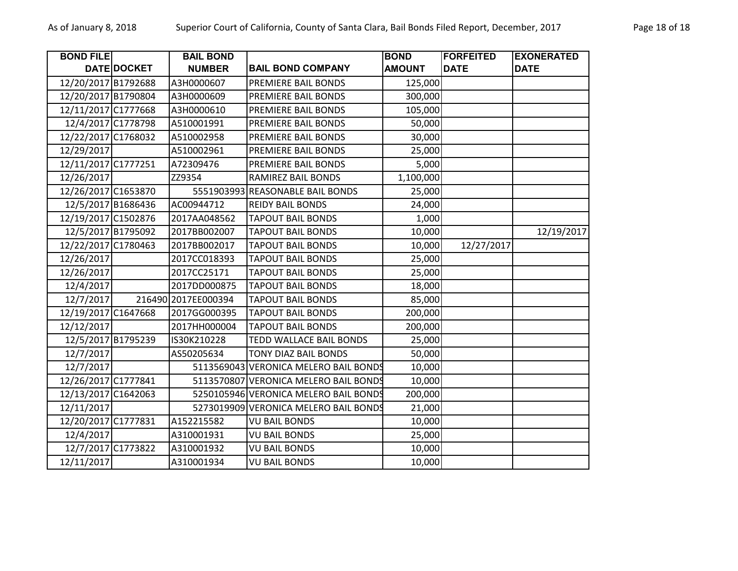| BOND FILE DATE | DOCKET | BAIL BOND NUMBER | BAIL BOND COMPANY | BOND AMOUNT | FORFEITED DATE | EXONERATED DATE |
|---|---|---|---|---|---|---|
| 12/20/2017 | B1792688 | A3H0000607 | PREMIERE BAIL BONDS | 125,000 | | |
| 12/20/2017 | B1790804 | A3H0000609 | PREMIERE BAIL BONDS | 300,000 | | |
| 12/11/2017 | C1777668 | A3H0000610 | PREMIERE BAIL BONDS | 105,000 | | |
| 12/4/2017 | C1778798 | A510001991 | PREMIERE BAIL BONDS | 50,000 | | |
| 12/22/2017 | C1768032 | A510002958 | PREMIERE BAIL BONDS | 30,000 | | |
| 12/29/2017 | | A510002961 | PREMIERE BAIL BONDS | 25,000 | | |
| 12/11/2017 | C1777251 | A72309476 | PREMIERE BAIL BONDS | 5,000 | | |
| 12/26/2017 | | ZZ9354 | RAMIREZ BAIL BONDS | 1,100,000 | | |
| 12/26/2017 | C1653870 | 5551903993 | REASONABLE BAIL BONDS | 25,000 | | |
| 12/5/2017 | B1686436 | AC00944712 | REIDY BAIL BONDS | 24,000 | | |
| 12/19/2017 | C1502876 | 2017AA048562 | TAPOUT BAIL BONDS | 1,000 | | |
| 12/5/2017 | B1795092 | 2017BB002007 | TAPOUT BAIL BONDS | 10,000 | | 12/19/2017 |
| 12/22/2017 | C1780463 | 2017BB002017 | TAPOUT BAIL BONDS | 10,000 | 12/27/2017 | |
| 12/26/2017 | | 2017CC018393 | TAPOUT BAIL BONDS | 25,000 | | |
| 12/26/2017 | | 2017CC25171 | TAPOUT BAIL BONDS | 25,000 | | |
| 12/4/2017 | | 2017DD000875 | TAPOUT BAIL BONDS | 18,000 | | |
| 12/7/2017 | 216490 | 2017EE000394 | TAPOUT BAIL BONDS | 85,000 | | |
| 12/19/2017 | C1647668 | 2017GG000395 | TAPOUT BAIL BONDS | 200,000 | | |
| 12/12/2017 | | 2017HH000004 | TAPOUT BAIL BONDS | 200,000 | | |
| 12/5/2017 | B1795239 | IS30K210228 | TEDD WALLACE BAIL BONDS | 25,000 | | |
| 12/7/2017 | | AS50205634 | TONY DIAZ BAIL BONDS | 50,000 | | |
| 12/7/2017 | | 5113569043 | VERONICA MELERO BAIL BONDS | 10,000 | | |
| 12/26/2017 | C1777841 | 5113570807 | VERONICA MELERO BAIL BONDS | 10,000 | | |
| 12/13/2017 | C1642063 | 5250105946 | VERONICA MELERO BAIL BONDS | 200,000 | | |
| 12/11/2017 | | 5273019909 | VERONICA MELERO BAIL BONDS | 21,000 | | |
| 12/20/2017 | C1777831 | A152215582 | VU BAIL BONDS | 10,000 | | |
| 12/4/2017 | | A310001931 | VU BAIL BONDS | 25,000 | | |
| 12/7/2017 | C1773822 | A310001932 | VU BAIL BONDS | 10,000 | | |
| 12/11/2017 | | A310001934 | VU BAIL BONDS | 10,000 | | |